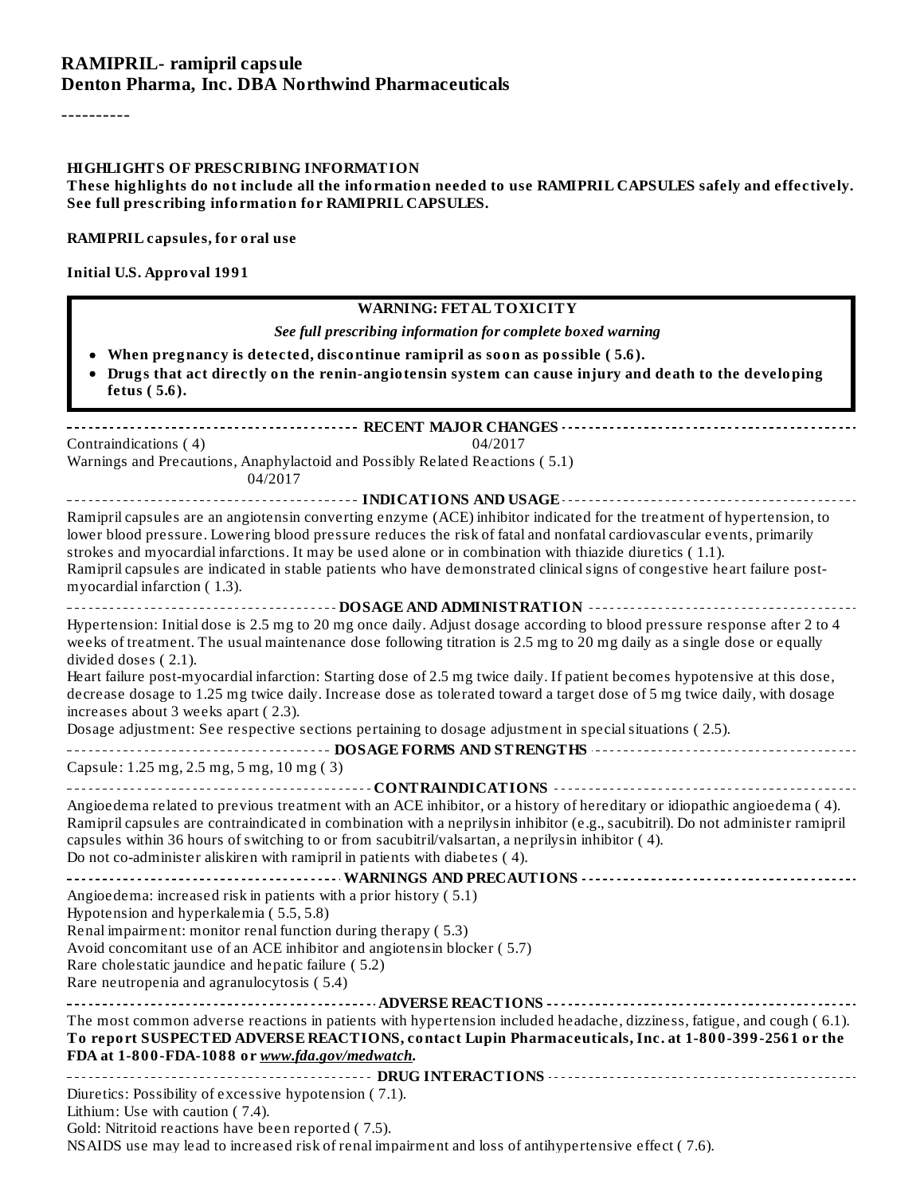# RAMIPRIL- ramipril capsule
# Denton Pharma, Inc. DBA Northwind Pharmaceuticals

----------

**HIGHLIGHTS OF PRESCRIBING INFORMATION**

**These highlights do not include all the information needed to use RAMIPRIL CAPSULES safely and effectively. See full prescribing information for RAMIPRIL CAPSULES.**

**RAMIPRIL capsules, for oral use**

**Initial U.S. Approval 1991**

**WARNING: FETAL TOXICITY**

***See full prescribing information for complete boxed warning***

- **When pregnancy is detected, discontinue ramipril as soon as possible ( 5.6).**
- **Drugs that act directly on the renin-angiotensin system can cause injury and death to the developing fetus ( 5.6).**

**RECENT MAJOR CHANGES**

Contraindications ( 4) 04/2017

Warnings and Precautions, Anaphylactoid and Possibly Related Reactions ( 5.1) 04/2017

**INDICATIONS AND USAGE**

Ramipril capsules are an angiotensin converting enzyme (ACE) inhibitor indicated for the treatment of hypertension, to lower blood pressure. Lowering blood pressure reduces the risk of fatal and nonfatal cardiovascular events, primarily strokes and myocardial infarctions. It may be used alone or in combination with thiazide diuretics ( 1.1).

Ramipril capsules are indicated in stable patients who have demonstrated clinical signs of congestive heart failure post-myocardial infarction ( 1.3).

**DOSAGE AND ADMINISTRATION**

Hypertension: Initial dose is 2.5 mg to 20 mg once daily. Adjust dosage according to blood pressure response after 2 to 4 weeks of treatment. The usual maintenance dose following titration is 2.5 mg to 20 mg daily as a single dose or equally divided doses ( 2.1).

Heart failure post-myocardial infarction: Starting dose of 2.5 mg twice daily. If patient becomes hypotensive at this dose, decrease dosage to 1.25 mg twice daily. Increase dose as tolerated toward a target dose of 5 mg twice daily, with dosage increases about 3 weeks apart ( 2.3).

Dosage adjustment: See respective sections pertaining to dosage adjustment in special situations ( 2.5).

**DOSAGE FORMS AND STRENGTHS**

Capsule: 1.25 mg, 2.5 mg, 5 mg, 10 mg ( 3)

**CONTRAINDICATIONS**

Angioedema related to previous treatment with an ACE inhibitor, or a history of hereditary or idiopathic angioedema ( 4).

Ramipril capsules are contraindicated in combination with a neprilysin inhibitor (e.g., sacubitril). Do not administer ramipril capsules within 36 hours of switching to or from sacubitril/valsartan, a neprilysin inhibitor ( 4).

Do not co-administer aliskiren with ramipril in patients with diabetes ( 4).

**WARNINGS AND PRECAUTIONS**

Angioedema: increased risk in patients with a prior history ( 5.1)

Hypotension and hyperkalemia ( 5.5, 5.8)

Renal impairment: monitor renal function during therapy ( 5.3)

Avoid concomitant use of an ACE inhibitor and angiotensin blocker ( 5.7)

Rare cholestatic jaundice and hepatic failure ( 5.2)

Rare neutropenia and agranulocytosis ( 5.4)

**ADVERSE REACTIONS**

The most common adverse reactions in patients with hypertension included headache, dizziness, fatigue, and cough ( 6.1).

**To report SUSPECTED ADVERSE REACTIONS, contact Lupin Pharmaceuticals, Inc. at 1-800-399-2561 or the FDA at 1-800-FDA-1088 or *www.fda.gov/medwatch*.**

**DRUG INTERACTIONS**

Diuretics: Possibility of excessive hypotension ( 7.1).

Lithium: Use with caution ( 7.4).

Gold: Nitritoid reactions have been reported ( 7.5).

NSAIDS use may lead to increased risk of renal impairment and loss of antihypertensive effect ( 7.6).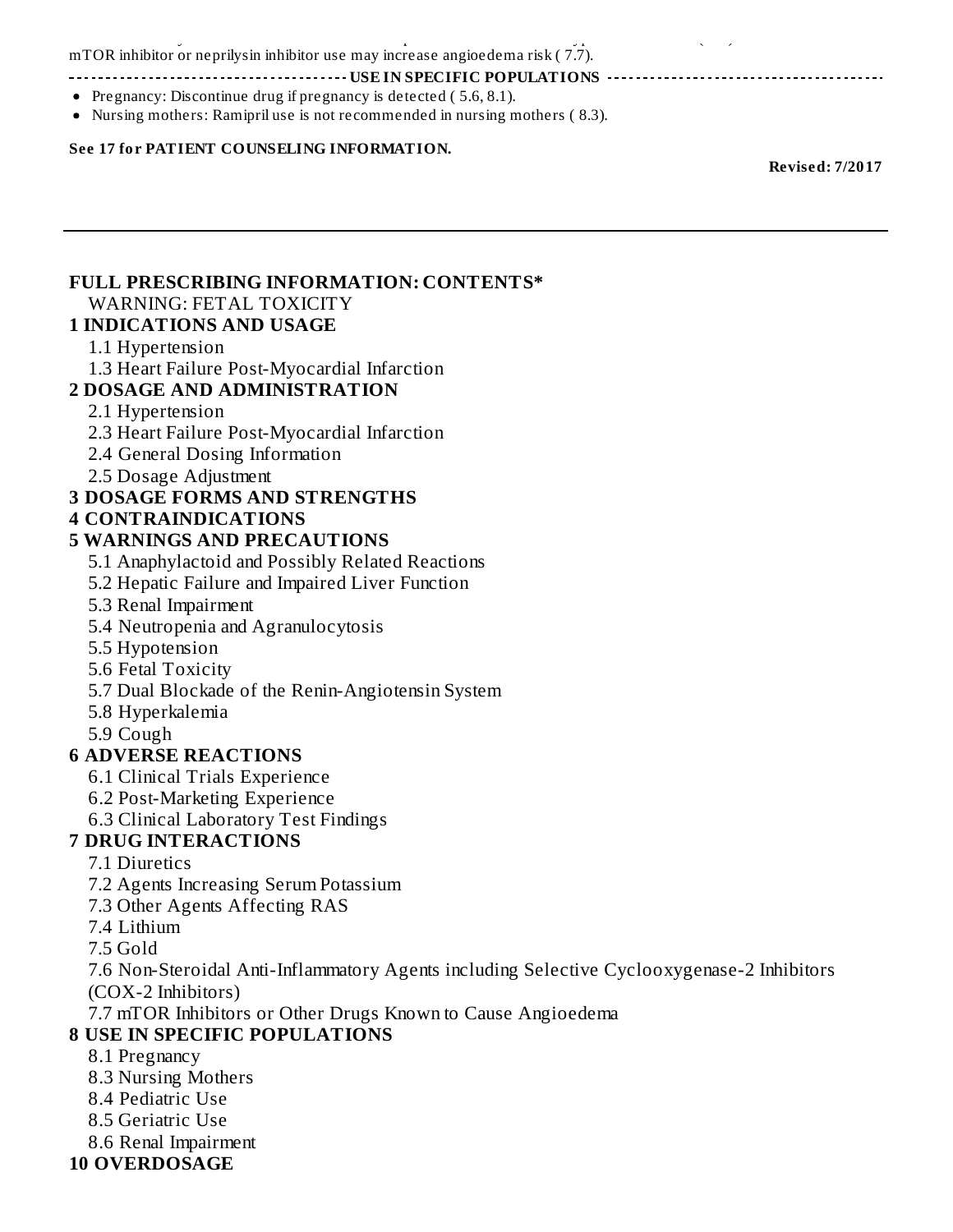mTOR inhibitor or neprilysin inhibitor use may increase angioedema risk ( 7.7).

**USE IN SPECIFIC POPULATIONS**

- Pregnancy: Discontinue drug if pregnancy is detected ( 5.6, 8.1).
- Nursing mothers: Ramipril use is not recommended in nursing mothers ( 8.3).

**See 17 for PATIENT COUNSELING INFORMATION.**

**Revised: 7/2017**

---

**FULL PRESCRIBING INFORMATION: CONTENTS***

WARNING: FETAL TOXICITY

**1 INDICATIONS AND USAGE**

1.1 Hypertension

1.3 Heart Failure Post-Myocardial Infarction

**2 DOSAGE AND ADMINISTRATION**

2.1 Hypertension

2.3 Heart Failure Post-Myocardial Infarction

2.4 General Dosing Information

2.5 Dosage Adjustment

**3 DOSAGE FORMS AND STRENGTHS**

**4 CONTRAINDICATIONS**

**5 WARNINGS AND PRECAUTIONS**

5.1 Anaphylactoid and Possibly Related Reactions

5.2 Hepatic Failure and Impaired Liver Function

5.3 Renal Impairment

5.4 Neutropenia and Agranulocytosis

5.5 Hypotension

5.6 Fetal Toxicity

5.7 Dual Blockade of the Renin-Angiotensin System

5.8 Hyperkalemia

5.9 Cough

**6 ADVERSE REACTIONS**

6.1 Clinical Trials Experience

6.2 Post-Marketing Experience

6.3 Clinical Laboratory Test Findings

**7 DRUG INTERACTIONS**

7.1 Diuretics

7.2 Agents Increasing Serum Potassium

7.3 Other Agents Affecting RAS

7.4 Lithium

7.5 Gold

7.6 Non-Steroidal Anti-Inflammatory Agents including Selective Cyclooxygenase-2 Inhibitors (COX-2 Inhibitors)

7.7 mTOR Inhibitors or Other Drugs Known to Cause Angioedema

**8 USE IN SPECIFIC POPULATIONS**

8.1 Pregnancy

8.3 Nursing Mothers

8.4 Pediatric Use

8.5 Geriatric Use

8.6 Renal Impairment

**10 OVERDOSAGE**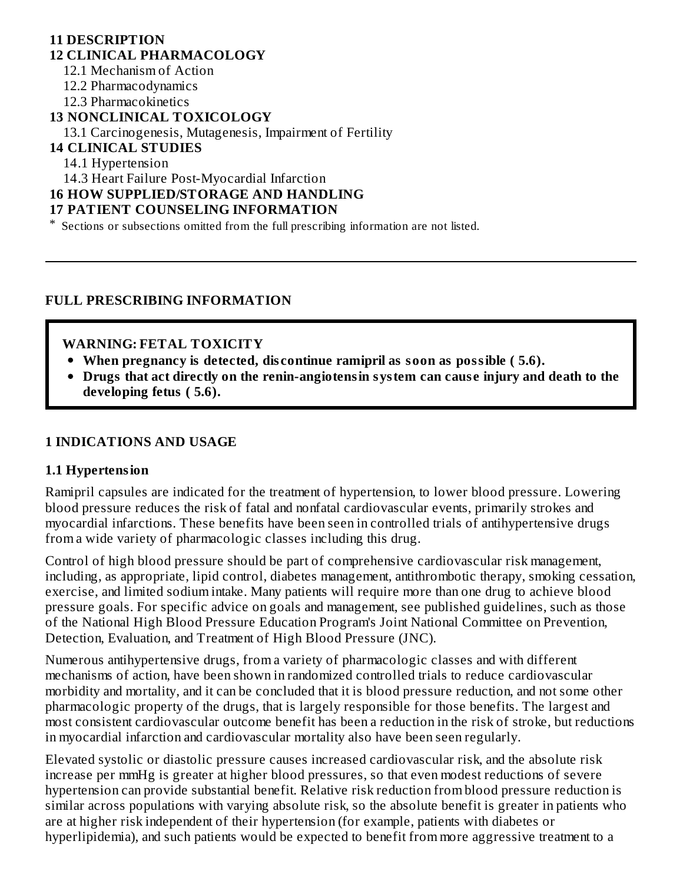**11 DESCRIPTION**

**12 CLINICAL PHARMACOLOGY**

12.1 Mechanism of Action

12.2 Pharmacodynamics

12.3 Pharmacokinetics

**13 NONCLINICAL TOXICOLOGY**

13.1 Carcinogenesis, Mutagenesis, Impairment of Fertility

**14 CLINICAL STUDIES**

14.1 Hypertension

14.3 Heart Failure Post-Myocardial Infarction

**16 HOW SUPPLIED/STORAGE AND HANDLING**

**17 PATIENT COUNSELING INFORMATION**

\* Sections or subsections omitted from the full prescribing information are not listed.

---

## FULL PRESCRIBING INFORMATION

> **WARNING: FETAL TOXICITY**
>
> - **When pregnancy is detected, discontinue ramipril as soon as possible ( 5.6).**
> - **Drugs that act directly on the renin-angiotensin system can cause injury and death to the developing fetus ( 5.6).**

## 1 INDICATIONS AND USAGE

### 1.1 Hypertension

Ramipril capsules are indicated for the treatment of hypertension, to lower blood pressure. Lowering blood pressure reduces the risk of fatal and nonfatal cardiovascular events, primarily strokes and myocardial infarctions. These benefits have been seen in controlled trials of antihypertensive drugs from a wide variety of pharmacologic classes including this drug.

Control of high blood pressure should be part of comprehensive cardiovascular risk management, including, as appropriate, lipid control, diabetes management, antithrombotic therapy, smoking cessation, exercise, and limited sodium intake. Many patients will require more than one drug to achieve blood pressure goals. For specific advice on goals and management, see published guidelines, such as those of the National High Blood Pressure Education Program's Joint National Committee on Prevention, Detection, Evaluation, and Treatment of High Blood Pressure (JNC).

Numerous antihypertensive drugs, from a variety of pharmacologic classes and with different mechanisms of action, have been shown in randomized controlled trials to reduce cardiovascular morbidity and mortality, and it can be concluded that it is blood pressure reduction, and not some other pharmacologic property of the drugs, that is largely responsible for those benefits. The largest and most consistent cardiovascular outcome benefit has been a reduction in the risk of stroke, but reductions in myocardial infarction and cardiovascular mortality also have been seen regularly.

Elevated systolic or diastolic pressure causes increased cardiovascular risk, and the absolute risk increase per mmHg is greater at higher blood pressures, so that even modest reductions of severe hypertension can provide substantial benefit. Relative risk reduction from blood pressure reduction is similar across populations with varying absolute risk, so the absolute benefit is greater in patients who are at higher risk independent of their hypertension (for example, patients with diabetes or hyperlipidemia), and such patients would be expected to benefit from more aggressive treatment to a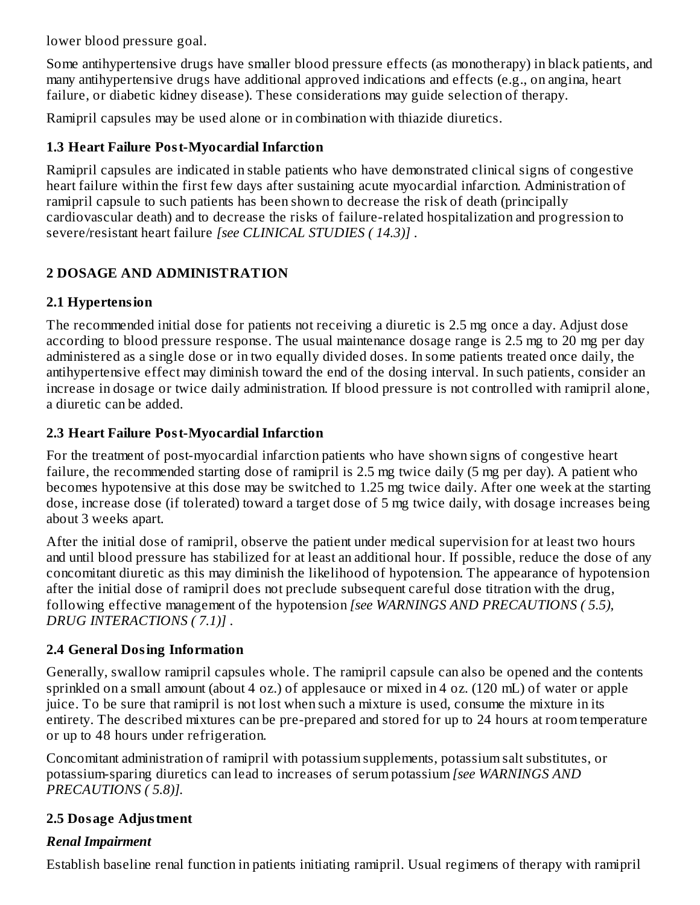lower blood pressure goal.

Some antihypertensive drugs have smaller blood pressure effects (as monotherapy) in black patients, and many antihypertensive drugs have additional approved indications and effects (e.g., on angina, heart failure, or diabetic kidney disease). These considerations may guide selection of therapy.

Ramipril capsules may be used alone or in combination with thiazide diuretics.

### 1.3 Heart Failure Post-Myocardial Infarction

Ramipril capsules are indicated in stable patients who have demonstrated clinical signs of congestive heart failure within the first few days after sustaining acute myocardial infarction. Administration of ramipril capsule to such patients has been shown to decrease the risk of death (principally cardiovascular death) and to decrease the risks of failure-related hospitalization and progression to severe/resistant heart failure *[see CLINICAL STUDIES ( 14.3)]* .

## 2 DOSAGE AND ADMINISTRATION

### 2.1 Hypertension

The recommended initial dose for patients not receiving a diuretic is 2.5 mg once a day. Adjust dose according to blood pressure response. The usual maintenance dosage range is 2.5 mg to 20 mg per day administered as a single dose or in two equally divided doses. In some patients treated once daily, the antihypertensive effect may diminish toward the end of the dosing interval. In such patients, consider an increase in dosage or twice daily administration. If blood pressure is not controlled with ramipril alone, a diuretic can be added.

### 2.3 Heart Failure Post-Myocardial Infarction

For the treatment of post-myocardial infarction patients who have shown signs of congestive heart failure, the recommended starting dose of ramipril is 2.5 mg twice daily (5 mg per day). A patient who becomes hypotensive at this dose may be switched to 1.25 mg twice daily. After one week at the starting dose, increase dose (if tolerated) toward a target dose of 5 mg twice daily, with dosage increases being about 3 weeks apart.

After the initial dose of ramipril, observe the patient under medical supervision for at least two hours and until blood pressure has stabilized for at least an additional hour. If possible, reduce the dose of any concomitant diuretic as this may diminish the likelihood of hypotension. The appearance of hypotension after the initial dose of ramipril does not preclude subsequent careful dose titration with the drug, following effective management of the hypotension *[see WARNINGS AND PRECAUTIONS ( 5.5), DRUG INTERACTIONS ( 7.1)]* .

### 2.4 General Dosing Information

Generally, swallow ramipril capsules whole. The ramipril capsule can also be opened and the contents sprinkled on a small amount (about 4 oz.) of applesauce or mixed in 4 oz. (120 mL) of water or apple juice. To be sure that ramipril is not lost when such a mixture is used, consume the mixture in its entirety. The described mixtures can be pre-prepared and stored for up to 24 hours at room temperature or up to 48 hours under refrigeration.

Concomitant administration of ramipril with potassium supplements, potassium salt substitutes, or potassium-sparing diuretics can lead to increases of serum potassium *[see WARNINGS AND PRECAUTIONS ( 5.8)].*

### 2.5 Dosage Adjustment

***Renal Impairment***

Establish baseline renal function in patients initiating ramipril. Usual regimens of therapy with ramipril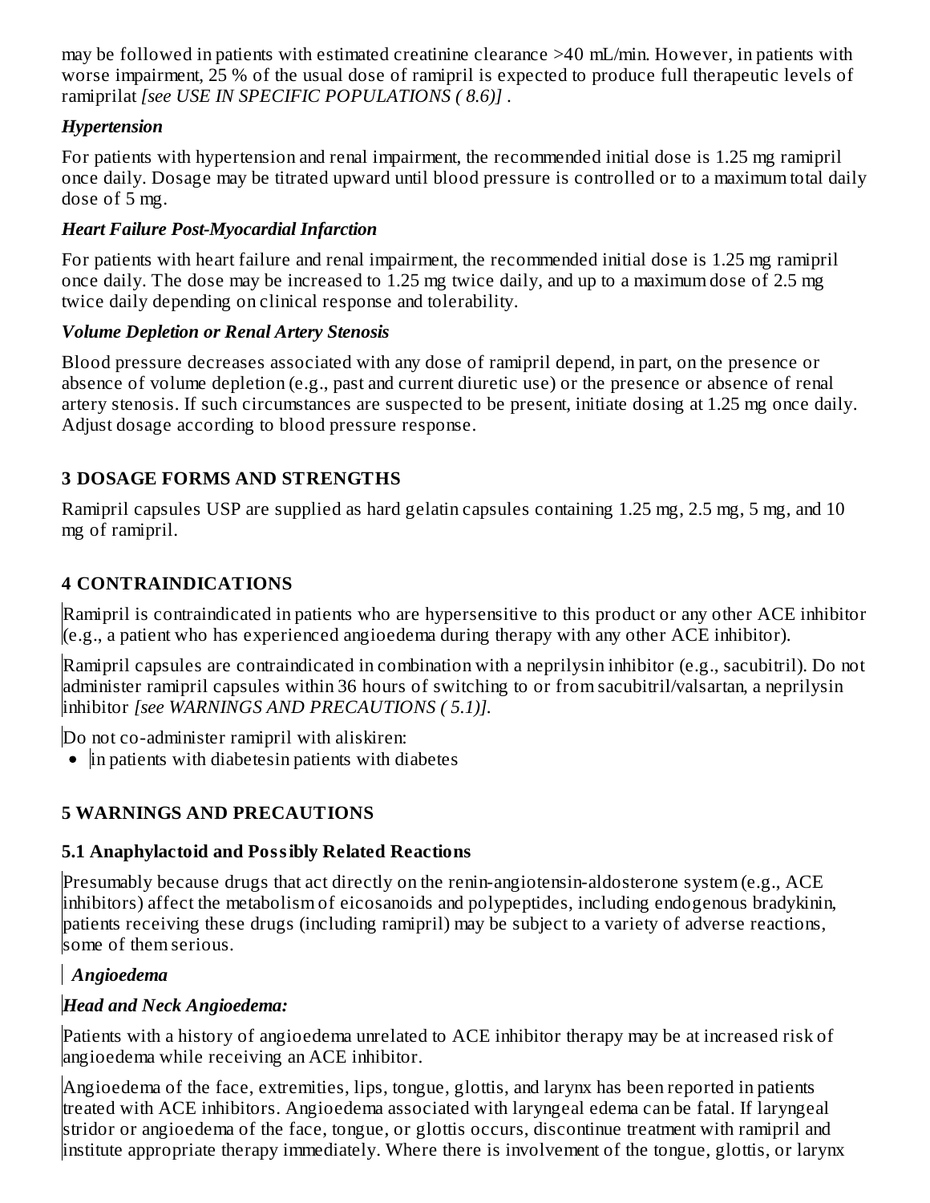may be followed in patients with estimated creatinine clearance >40 mL/min. However, in patients with worse impairment, 25 % of the usual dose of ramipril is expected to produce full therapeutic levels of ramiprilat *[see USE IN SPECIFIC POPULATIONS ( 8.6)]* .

***Hypertension***

For patients with hypertension and renal impairment, the recommended initial dose is 1.25 mg ramipril once daily. Dosage may be titrated upward until blood pressure is controlled or to a maximum total daily dose of 5 mg.

***Heart Failure Post-Myocardial Infarction***

For patients with heart failure and renal impairment, the recommended initial dose is 1.25 mg ramipril once daily. The dose may be increased to 1.25 mg twice daily, and up to a maximum dose of 2.5 mg twice daily depending on clinical response and tolerability.

***Volume Depletion or Renal Artery Stenosis***

Blood pressure decreases associated with any dose of ramipril depend, in part, on the presence or absence of volume depletion (e.g., past and current diuretic use) or the presence or absence of renal artery stenosis. If such circumstances are suspected to be present, initiate dosing at 1.25 mg once daily. Adjust dosage according to blood pressure response.

## 3 DOSAGE FORMS AND STRENGTHS

Ramipril capsules USP are supplied as hard gelatin capsules containing 1.25 mg, 2.5 mg, 5 mg, and 10 mg of ramipril.

## 4 CONTRAINDICATIONS

Ramipril is contraindicated in patients who are hypersensitive to this product or any other ACE inhibitor (e.g., a patient who has experienced angioedema during therapy with any other ACE inhibitor).

Ramipril capsules are contraindicated in combination with a neprilysin inhibitor (e.g., sacubitril). Do not administer ramipril capsules within 36 hours of switching to or from sacubitril/valsartan, a neprilysin inhibitor *[see WARNINGS AND PRECAUTIONS ( 5.1)].*

Do not co-administer ramipril with aliskiren:

- in patients with diabetesin patients with diabetes

## 5 WARNINGS AND PRECAUTIONS

### 5.1 Anaphylactoid and Possibly Related Reactions

Presumably because drugs that act directly on the renin-angiotensin-aldosterone system (e.g., ACE inhibitors) affect the metabolism of eicosanoids and polypeptides, including endogenous bradykinin, patients receiving these drugs (including ramipril) may be subject to a variety of adverse reactions, some of them serious.

***Angioedema***

***Head and Neck Angioedema:***

Patients with a history of angioedema unrelated to ACE inhibitor therapy may be at increased risk of angioedema while receiving an ACE inhibitor.

Angioedema of the face, extremities, lips, tongue, glottis, and larynx has been reported in patients treated with ACE inhibitors. Angioedema associated with laryngeal edema can be fatal. If laryngeal stridor or angioedema of the face, tongue, or glottis occurs, discontinue treatment with ramipril and institute appropriate therapy immediately. Where there is involvement of the tongue, glottis, or larynx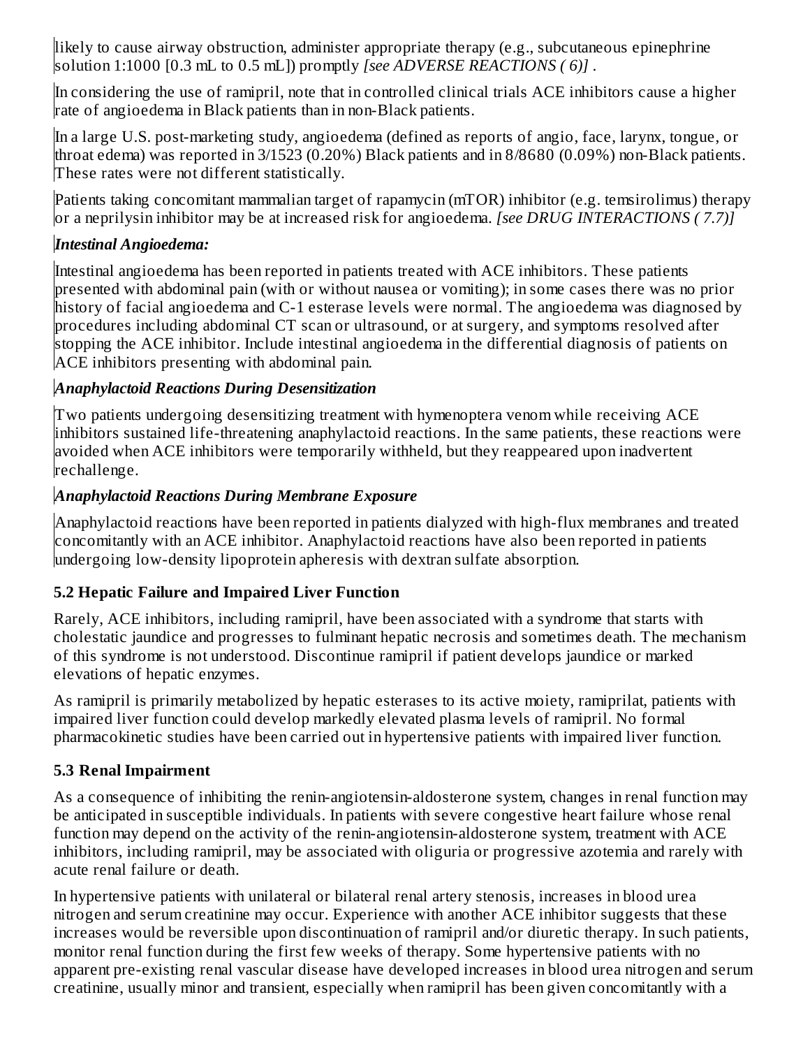likely to cause airway obstruction, administer appropriate therapy (e.g., subcutaneous epinephrine solution 1:1000 [0.3 mL to 0.5 mL]) promptly *[see ADVERSE REACTIONS ( 6)]* .

In considering the use of ramipril, note that in controlled clinical trials ACE inhibitors cause a higher rate of angioedema in Black patients than in non-Black patients.

In a large U.S. post-marketing study, angioedema (defined as reports of angio, face, larynx, tongue, or throat edema) was reported in 3/1523 (0.20%) Black patients and in 8/8680 (0.09%) non-Black patients. These rates were not different statistically.

Patients taking concomitant mammalian target of rapamycin (mTOR) inhibitor (e.g. temsirolimus) therapy or a neprilysin inhibitor may be at increased risk for angioedema. *[see DRUG INTERACTIONS ( 7.7)]*

***Intestinal Angioedema:***

Intestinal angioedema has been reported in patients treated with ACE inhibitors. These patients presented with abdominal pain (with or without nausea or vomiting); in some cases there was no prior history of facial angioedema and C-1 esterase levels were normal. The angioedema was diagnosed by procedures including abdominal CT scan or ultrasound, or at surgery, and symptoms resolved after stopping the ACE inhibitor. Include intestinal angioedema in the differential diagnosis of patients on ACE inhibitors presenting with abdominal pain.

***Anaphylactoid Reactions During Desensitization***

Two patients undergoing desensitizing treatment with hymenoptera venom while receiving ACE inhibitors sustained life-threatening anaphylactoid reactions. In the same patients, these reactions were avoided when ACE inhibitors were temporarily withheld, but they reappeared upon inadvertent rechallenge.

***Anaphylactoid Reactions During Membrane Exposure***

Anaphylactoid reactions have been reported in patients dialyzed with high-flux membranes and treated concomitantly with an ACE inhibitor. Anaphylactoid reactions have also been reported in patients undergoing low-density lipoprotein apheresis with dextran sulfate absorption.

### 5.2 Hepatic Failure and Impaired Liver Function

Rarely, ACE inhibitors, including ramipril, have been associated with a syndrome that starts with cholestatic jaundice and progresses to fulminant hepatic necrosis and sometimes death. The mechanism of this syndrome is not understood. Discontinue ramipril if patient develops jaundice or marked elevations of hepatic enzymes.

As ramipril is primarily metabolized by hepatic esterases to its active moiety, ramiprilat, patients with impaired liver function could develop markedly elevated plasma levels of ramipril. No formal pharmacokinetic studies have been carried out in hypertensive patients with impaired liver function.

### 5.3 Renal Impairment

As a consequence of inhibiting the renin-angiotensin-aldosterone system, changes in renal function may be anticipated in susceptible individuals. In patients with severe congestive heart failure whose renal function may depend on the activity of the renin-angiotensin-aldosterone system, treatment with ACE inhibitors, including ramipril, may be associated with oliguria or progressive azotemia and rarely with acute renal failure or death.

In hypertensive patients with unilateral or bilateral renal artery stenosis, increases in blood urea nitrogen and serum creatinine may occur. Experience with another ACE inhibitor suggests that these increases would be reversible upon discontinuation of ramipril and/or diuretic therapy. In such patients, monitor renal function during the first few weeks of therapy. Some hypertensive patients with no apparent pre-existing renal vascular disease have developed increases in blood urea nitrogen and serum creatinine, usually minor and transient, especially when ramipril has been given concomitantly with a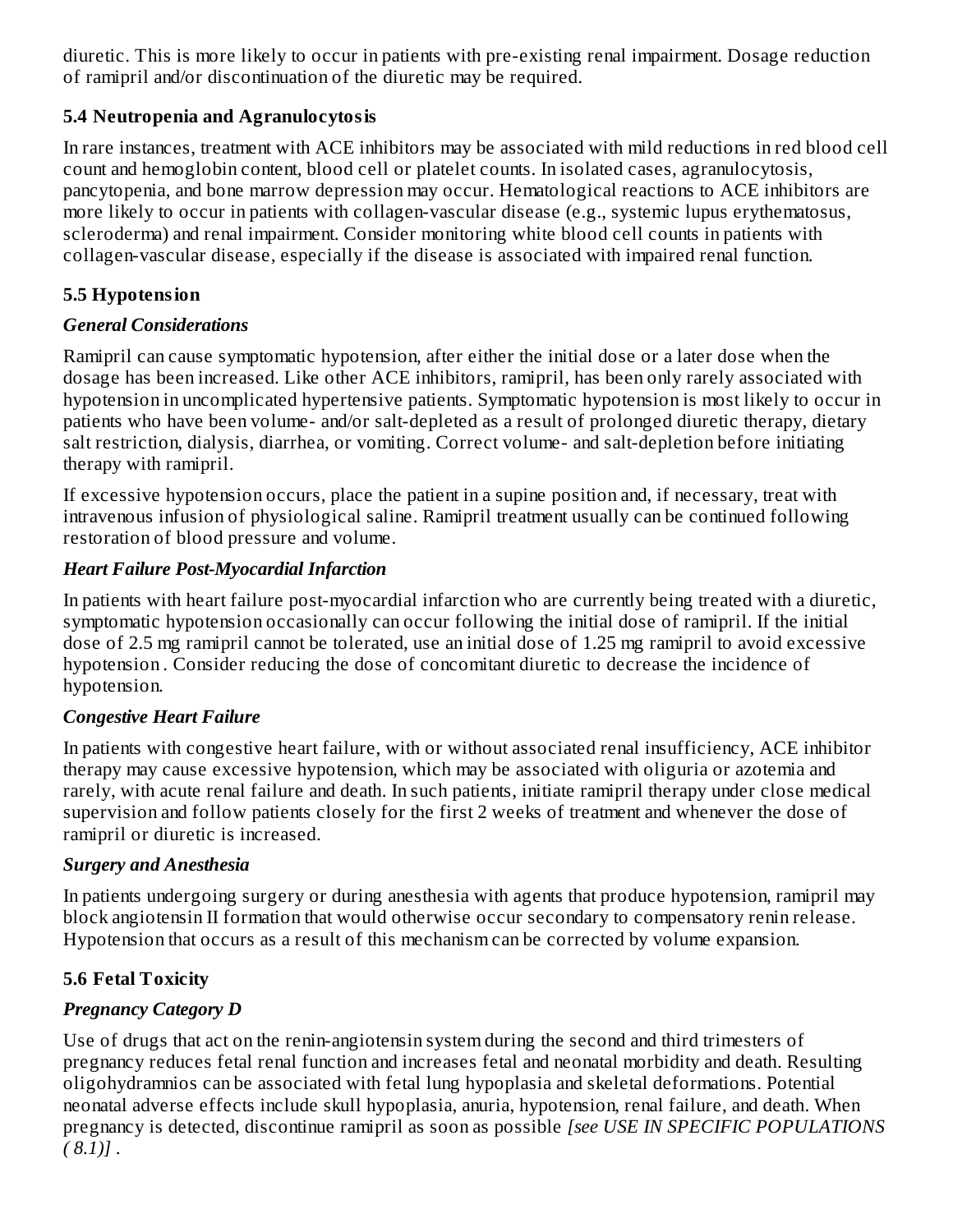diuretic. This is more likely to occur in patients with pre-existing renal impairment. Dosage reduction of ramipril and/or discontinuation of the diuretic may be required.

### 5.4 Neutropenia and Agranulocytosis

In rare instances, treatment with ACE inhibitors may be associated with mild reductions in red blood cell count and hemoglobin content, blood cell or platelet counts. In isolated cases, agranulocytosis, pancytopenia, and bone marrow depression may occur. Hematological reactions to ACE inhibitors are more likely to occur in patients with collagen-vascular disease (e.g., systemic lupus erythematosus, scleroderma) and renal impairment. Consider monitoring white blood cell counts in patients with collagen-vascular disease, especially if the disease is associated with impaired renal function.

### 5.5 Hypotension

***General Considerations***

Ramipril can cause symptomatic hypotension, after either the initial dose or a later dose when the dosage has been increased. Like other ACE inhibitors, ramipril, has been only rarely associated with hypotension in uncomplicated hypertensive patients. Symptomatic hypotension is most likely to occur in patients who have been volume- and/or salt-depleted as a result of prolonged diuretic therapy, dietary salt restriction, dialysis, diarrhea, or vomiting. Correct volume- and salt-depletion before initiating therapy with ramipril.

If excessive hypotension occurs, place the patient in a supine position and, if necessary, treat with intravenous infusion of physiological saline. Ramipril treatment usually can be continued following restoration of blood pressure and volume.

***Heart Failure Post-Myocardial Infarction***

In patients with heart failure post-myocardial infarction who are currently being treated with a diuretic, symptomatic hypotension occasionally can occur following the initial dose of ramipril. If the initial dose of 2.5 mg ramipril cannot be tolerated, use an initial dose of 1.25 mg ramipril to avoid excessive hypotension . Consider reducing the dose of concomitant diuretic to decrease the incidence of hypotension.

***Congestive Heart Failure***

In patients with congestive heart failure, with or without associated renal insufficiency, ACE inhibitor therapy may cause excessive hypotension, which may be associated with oliguria or azotemia and rarely, with acute renal failure and death. In such patients, initiate ramipril therapy under close medical supervision and follow patients closely for the first 2 weeks of treatment and whenever the dose of ramipril or diuretic is increased.

***Surgery and Anesthesia***

In patients undergoing surgery or during anesthesia with agents that produce hypotension, ramipril may block angiotensin II formation that would otherwise occur secondary to compensatory renin release. Hypotension that occurs as a result of this mechanism can be corrected by volume expansion.

### 5.6 Fetal Toxicity

***Pregnancy Category D***

Use of drugs that act on the renin-angiotensin system during the second and third trimesters of pregnancy reduces fetal renal function and increases fetal and neonatal morbidity and death. Resulting oligohydramnios can be associated with fetal lung hypoplasia and skeletal deformations. Potential neonatal adverse effects include skull hypoplasia, anuria, hypotension, renal failure, and death. When pregnancy is detected, discontinue ramipril as soon as possible *[see USE IN SPECIFIC POPULATIONS ( 8.1)]* .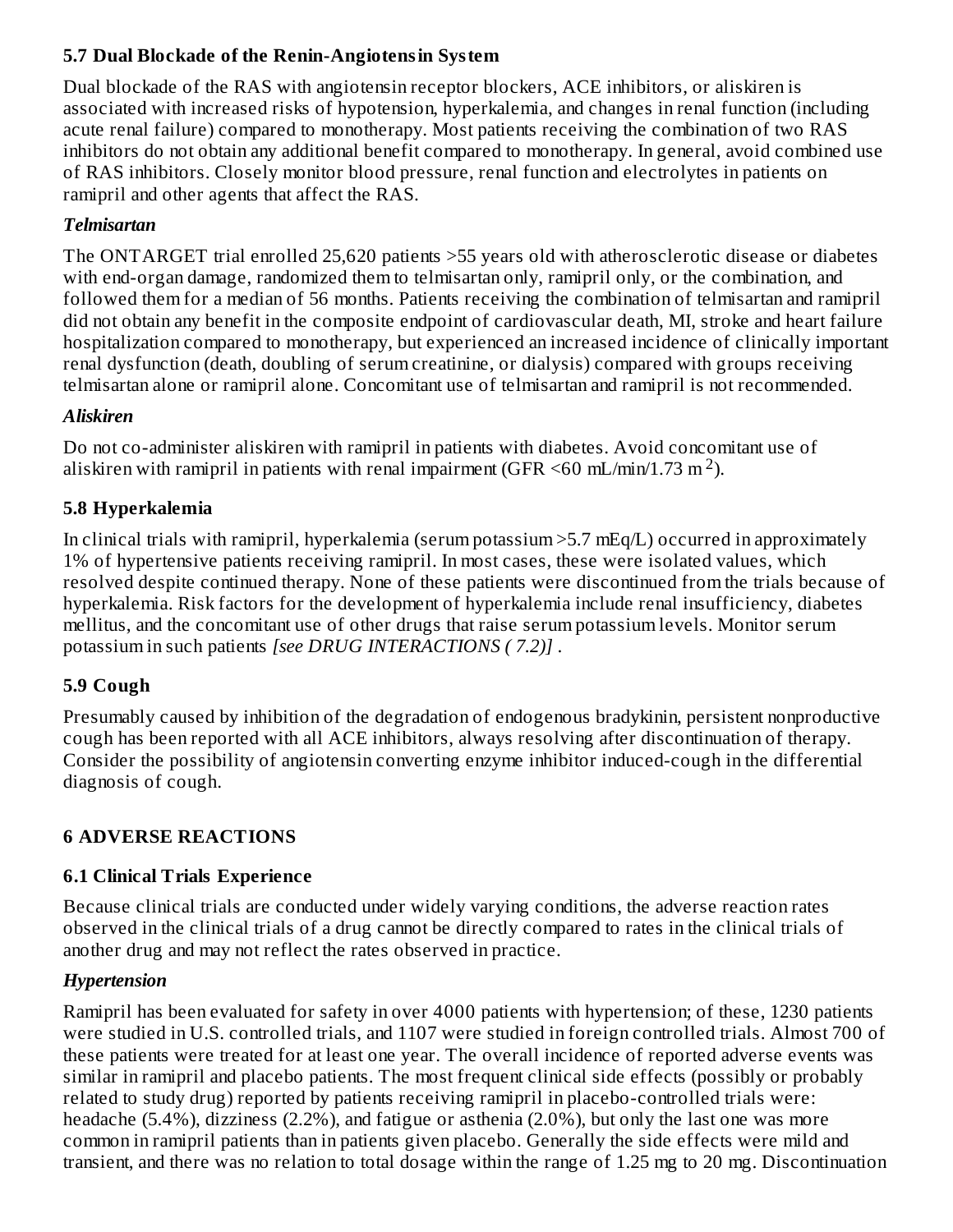### 5.7 Dual Blockade of the Renin-Angiotensin System

Dual blockade of the RAS with angiotensin receptor blockers, ACE inhibitors, or aliskiren is associated with increased risks of hypotension, hyperkalemia, and changes in renal function (including acute renal failure) compared to monotherapy. Most patients receiving the combination of two RAS inhibitors do not obtain any additional benefit compared to monotherapy. In general, avoid combined use of RAS inhibitors. Closely monitor blood pressure, renal function and electrolytes in patients on ramipril and other agents that affect the RAS.

***Telmisartan***

The ONTARGET trial enrolled 25,620 patients >55 years old with atherosclerotic disease or diabetes with end-organ damage, randomized them to telmisartan only, ramipril only, or the combination, and followed them for a median of 56 months. Patients receiving the combination of telmisartan and ramipril did not obtain any benefit in the composite endpoint of cardiovascular death, MI, stroke and heart failure hospitalization compared to monotherapy, but experienced an increased incidence of clinically important renal dysfunction (death, doubling of serum creatinine, or dialysis) compared with groups receiving telmisartan alone or ramipril alone. Concomitant use of telmisartan and ramipril is not recommended.

***Aliskiren***

Do not co-administer aliskiren with ramipril in patients with diabetes. Avoid concomitant use of aliskiren with ramipril in patients with renal impairment (GFR <60 mL/min/1.73 $m^2$).

### 5.8 Hyperkalemia

In clinical trials with ramipril, hyperkalemia (serum potassium >5.7 mEq/L) occurred in approximately 1% of hypertensive patients receiving ramipril. In most cases, these were isolated values, which resolved despite continued therapy. None of these patients were discontinued from the trials because of hyperkalemia. Risk factors for the development of hyperkalemia include renal insufficiency, diabetes mellitus, and the concomitant use of other drugs that raise serum potassium levels. Monitor serum potassium in such patients *[see DRUG INTERACTIONS ( 7.2)]* .

### 5.9 Cough

Presumably caused by inhibition of the degradation of endogenous bradykinin, persistent nonproductive cough has been reported with all ACE inhibitors, always resolving after discontinuation of therapy. Consider the possibility of angiotensin converting enzyme inhibitor induced-cough in the differential diagnosis of cough.

## 6 ADVERSE REACTIONS

### 6.1 Clinical Trials Experience

Because clinical trials are conducted under widely varying conditions, the adverse reaction rates observed in the clinical trials of a drug cannot be directly compared to rates in the clinical trials of another drug and may not reflect the rates observed in practice.

***Hypertension***

Ramipril has been evaluated for safety in over 4000 patients with hypertension; of these, 1230 patients were studied in U.S. controlled trials, and 1107 were studied in foreign controlled trials. Almost 700 of these patients were treated for at least one year. The overall incidence of reported adverse events was similar in ramipril and placebo patients. The most frequent clinical side effects (possibly or probably related to study drug) reported by patients receiving ramipril in placebo-controlled trials were: headache (5.4%), dizziness (2.2%), and fatigue or asthenia (2.0%), but only the last one was more common in ramipril patients than in patients given placebo. Generally the side effects were mild and transient, and there was no relation to total dosage within the range of 1.25 mg to 20 mg. Discontinuation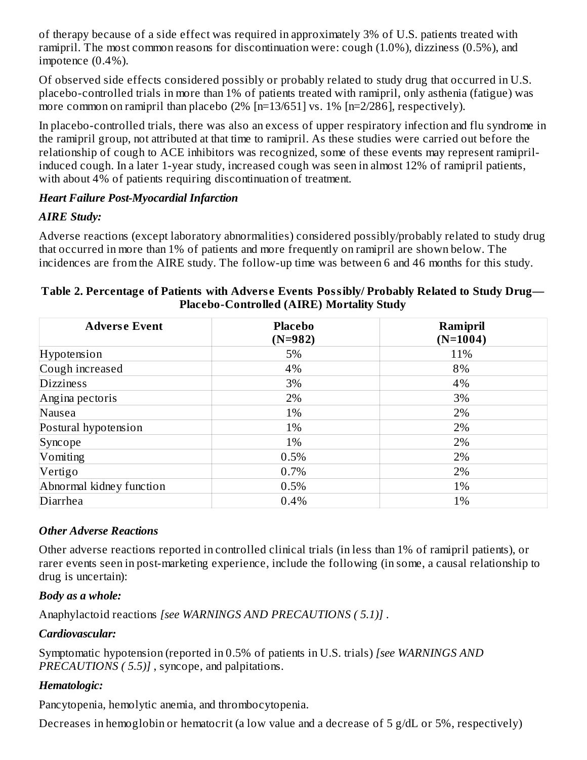of therapy because of a side effect was required in approximately 3% of U.S. patients treated with ramipril. The most common reasons for discontinuation were: cough (1.0%), dizziness (0.5%), and impotence (0.4%).

Of observed side effects considered possibly or probably related to study drug that occurred in U.S. placebo-controlled trials in more than 1% of patients treated with ramipril, only asthenia (fatigue) was more common on ramipril than placebo (2% [n=13/651] vs. 1% [n=2/286], respectively).

In placebo-controlled trials, there was also an excess of upper respiratory infection and flu syndrome in the ramipril group, not attributed at that time to ramipril. As these studies were carried out before the relationship of cough to ACE inhibitors was recognized, some of these events may represent ramipril-induced cough. In a later 1-year study, increased cough was seen in almost 12% of ramipril patients, with about 4% of patients requiring discontinuation of treatment.

***Heart Failure Post-Myocardial Infarction***

***AIRE Study:***

Adverse reactions (except laboratory abnormalities) considered possibly/probably related to study drug that occurred in more than 1% of patients and more frequently on ramipril are shown below. The incidences are from the AIRE study. The follow-up time was between 6 and 46 months for this study.

**Table 2. Percentage of Patients with Adverse Events Possibly/Probably Related to Study Drug—Placebo-Controlled (AIRE) Mortality Study**

| Adverse Event | Placebo (N=982) | Ramipril (N=1004) |
|---|---|---|
| Hypotension | 5% | 11% |
| Cough increased | 4% | 8% |
| Dizziness | 3% | 4% |
| Angina pectoris | 2% | 3% |
| Nausea | 1% | 2% |
| Postural hypotension | 1% | 2% |
| Syncope | 1% | 2% |
| Vomiting | 0.5% | 2% |
| Vertigo | 0.7% | 2% |
| Abnormal kidney function | 0.5% | 1% |
| Diarrhea | 0.4% | 1% |

***Other Adverse Reactions***

Other adverse reactions reported in controlled clinical trials (in less than 1% of ramipril patients), or rarer events seen in post-marketing experience, include the following (in some, a causal relationship to drug is uncertain):

***Body as a whole:***

Anaphylactoid reactions *[see WARNINGS AND PRECAUTIONS ( 5.1)]* .

***Cardiovascular:***

Symptomatic hypotension (reported in 0.5% of patients in U.S. trials) *[see WARNINGS AND PRECAUTIONS ( 5.5)]* , syncope, and palpitations.

***Hematologic:***

Pancytopenia, hemolytic anemia, and thrombocytopenia.

Decreases in hemoglobin or hematocrit (a low value and a decrease of 5 g/dL or 5%, respectively)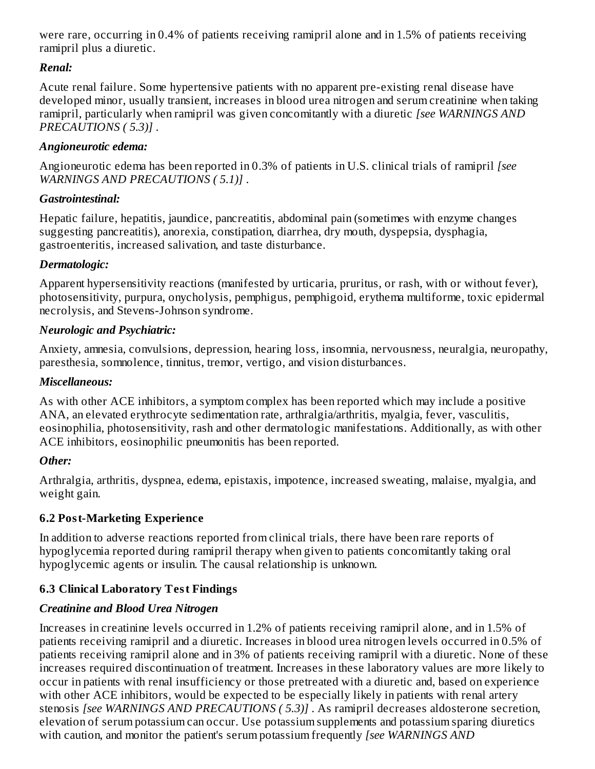were rare, occurring in 0.4% of patients receiving ramipril alone and in 1.5% of patients receiving ramipril plus a diuretic.

***Renal:***

Acute renal failure. Some hypertensive patients with no apparent pre-existing renal disease have developed minor, usually transient, increases in blood urea nitrogen and serum creatinine when taking ramipril, particularly when ramipril was given concomitantly with a diuretic *[see WARNINGS AND PRECAUTIONS ( 5.3)]* .

***Angioneurotic edema:***

Angioneurotic edema has been reported in 0.3% of patients in U.S. clinical trials of ramipril *[see WARNINGS AND PRECAUTIONS ( 5.1)]* .

***Gastrointestinal:***

Hepatic failure, hepatitis, jaundice, pancreatitis, abdominal pain (sometimes with enzyme changes suggesting pancreatitis), anorexia, constipation, diarrhea, dry mouth, dyspepsia, dysphagia, gastroenteritis, increased salivation, and taste disturbance.

***Dermatologic:***

Apparent hypersensitivity reactions (manifested by urticaria, pruritus, or rash, with or without fever), photosensitivity, purpura, onycholysis, pemphigus, pemphigoid, erythema multiforme, toxic epidermal necrolysis, and Stevens-Johnson syndrome.

***Neurologic and Psychiatric:***

Anxiety, amnesia, convulsions, depression, hearing loss, insomnia, nervousness, neuralgia, neuropathy, paresthesia, somnolence, tinnitus, tremor, vertigo, and vision disturbances.

***Miscellaneous:***

As with other ACE inhibitors, a symptom complex has been reported which may include a positive ANA, an elevated erythrocyte sedimentation rate, arthralgia/arthritis, myalgia, fever, vasculitis, eosinophilia, photosensitivity, rash and other dermatologic manifestations. Additionally, as with other ACE inhibitors, eosinophilic pneumonitis has been reported.

***Other:***

Arthralgia, arthritis, dyspnea, edema, epistaxis, impotence, increased sweating, malaise, myalgia, and weight gain.

### 6.2 Post-Marketing Experience

In addition to adverse reactions reported from clinical trials, there have been rare reports of hypoglycemia reported during ramipril therapy when given to patients concomitantly taking oral hypoglycemic agents or insulin. The causal relationship is unknown.

### 6.3 Clinical Laboratory Test Findings

***Creatinine and Blood Urea Nitrogen***

Increases in creatinine levels occurred in 1.2% of patients receiving ramipril alone, and in 1.5% of patients receiving ramipril and a diuretic. Increases in blood urea nitrogen levels occurred in 0.5% of patients receiving ramipril alone and in 3% of patients receiving ramipril with a diuretic. None of these increases required discontinuation of treatment. Increases in these laboratory values are more likely to occur in patients with renal insufficiency or those pretreated with a diuretic and, based on experience with other ACE inhibitors, would be expected to be especially likely in patients with renal artery stenosis *[see WARNINGS AND PRECAUTIONS ( 5.3)]* . As ramipril decreases aldosterone secretion, elevation of serum potassium can occur. Use potassium supplements and potassium sparing diuretics with caution, and monitor the patient's serum potassium frequently *[see WARNINGS AND*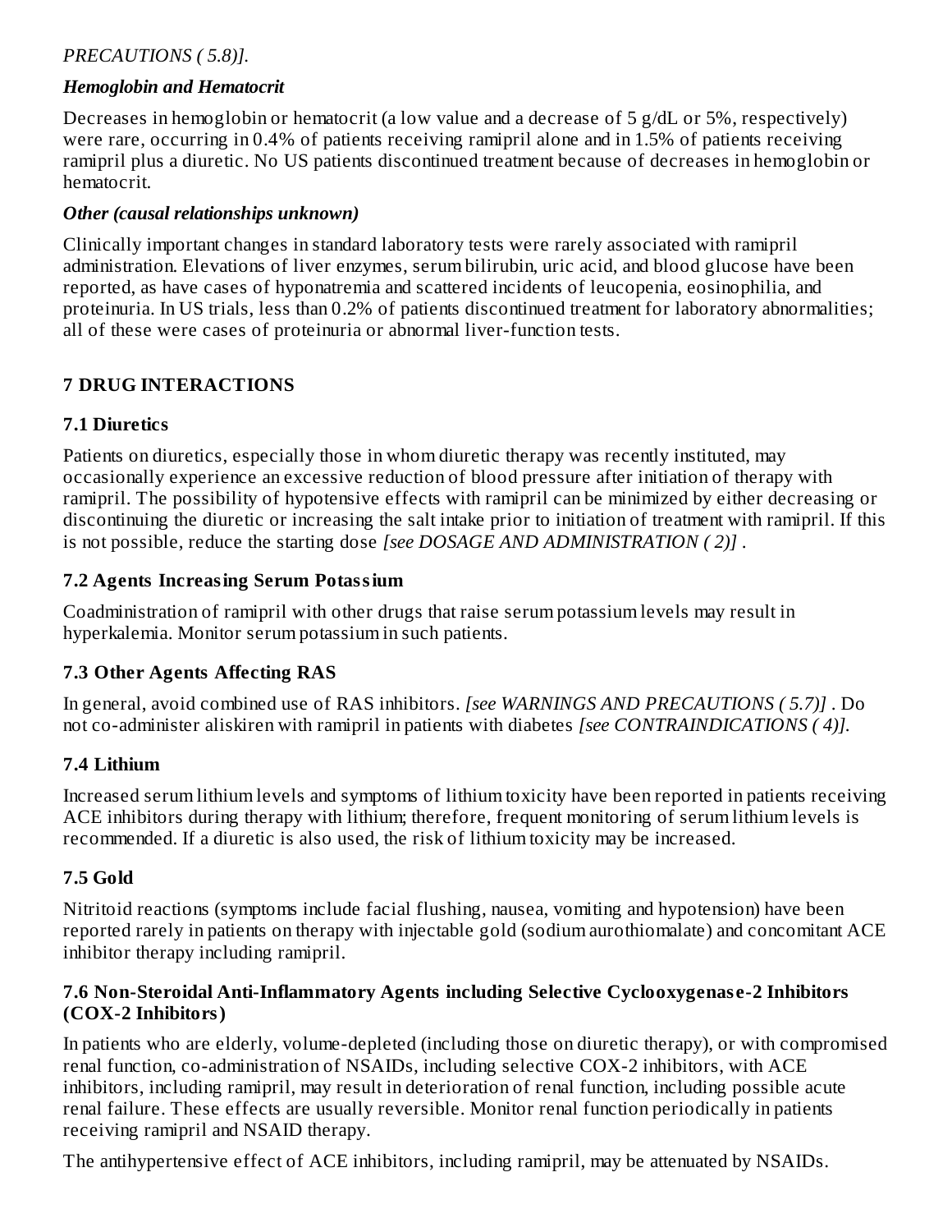*PRECAUTIONS ( 5.8)].*

***Hemoglobin and Hematocrit***

Decreases in hemoglobin or hematocrit (a low value and a decrease of 5 g/dL or 5%, respectively) were rare, occurring in 0.4% of patients receiving ramipril alone and in 1.5% of patients receiving ramipril plus a diuretic. No US patients discontinued treatment because of decreases in hemoglobin or hematocrit.

***Other (causal relationships unknown)***

Clinically important changes in standard laboratory tests were rarely associated with ramipril administration. Elevations of liver enzymes, serum bilirubin, uric acid, and blood glucose have been reported, as have cases of hyponatremia and scattered incidents of leucopenia, eosinophilia, and proteinuria. In US trials, less than 0.2% of patients discontinued treatment for laboratory abnormalities; all of these were cases of proteinuria or abnormal liver-function tests.

## 7 DRUG INTERACTIONS

### 7.1 Diuretics

Patients on diuretics, especially those in whom diuretic therapy was recently instituted, may occasionally experience an excessive reduction of blood pressure after initiation of therapy with ramipril. The possibility of hypotensive effects with ramipril can be minimized by either decreasing or discontinuing the diuretic or increasing the salt intake prior to initiation of treatment with ramipril. If this is not possible, reduce the starting dose *[see DOSAGE AND ADMINISTRATION ( 2)]* .

### 7.2 Agents Increasing Serum Potassium

Coadministration of ramipril with other drugs that raise serum potassium levels may result in hyperkalemia. Monitor serum potassium in such patients.

### 7.3 Other Agents Affecting RAS

In general, avoid combined use of RAS inhibitors. *[see WARNINGS AND PRECAUTIONS ( 5.7)]* . Do not co-administer aliskiren with ramipril in patients with diabetes *[see CONTRAINDICATIONS ( 4)].*

### 7.4 Lithium

Increased serum lithium levels and symptoms of lithium toxicity have been reported in patients receiving ACE inhibitors during therapy with lithium; therefore, frequent monitoring of serum lithium levels is recommended. If a diuretic is also used, the risk of lithium toxicity may be increased.

### 7.5 Gold

Nitritoid reactions (symptoms include facial flushing, nausea, vomiting and hypotension) have been reported rarely in patients on therapy with injectable gold (sodium aurothiomalate) and concomitant ACE inhibitor therapy including ramipril.

### 7.6 Non-Steroidal Anti-Inflammatory Agents including Selective Cyclooxygenase-2 Inhibitors (COX-2 Inhibitors)

In patients who are elderly, volume-depleted (including those on diuretic therapy), or with compromised renal function, co-administration of NSAIDs, including selective COX-2 inhibitors, with ACE inhibitors, including ramipril, may result in deterioration of renal function, including possible acute renal failure. These effects are usually reversible. Monitor renal function periodically in patients receiving ramipril and NSAID therapy.

The antihypertensive effect of ACE inhibitors, including ramipril, may be attenuated by NSAIDs.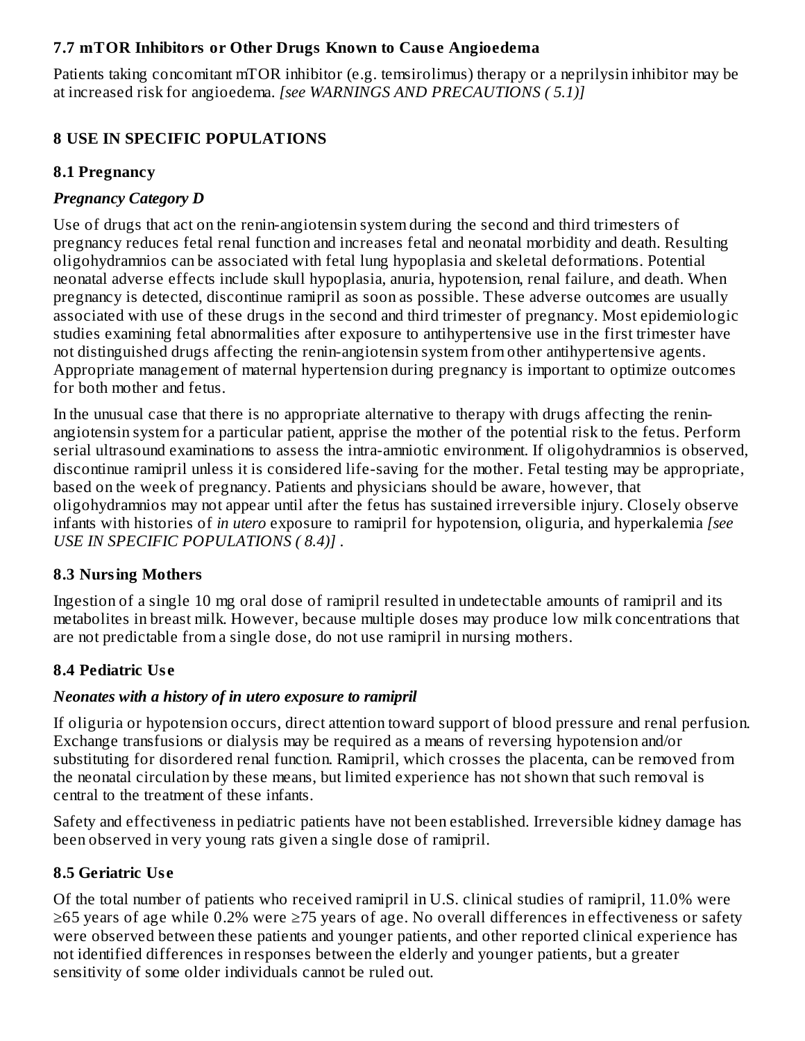### 7.7 mTOR Inhibitors or Other Drugs Known to Cause Angioedema

Patients taking concomitant mTOR inhibitor (e.g. temsirolimus) therapy or a neprilysin inhibitor may be at increased risk for angioedema. *[see WARNINGS AND PRECAUTIONS ( 5.1)]*

## 8 USE IN SPECIFIC POPULATIONS

### 8.1 Pregnancy

***Pregnancy Category D***

Use of drugs that act on the renin-angiotensin system during the second and third trimesters of pregnancy reduces fetal renal function and increases fetal and neonatal morbidity and death. Resulting oligohydramnios can be associated with fetal lung hypoplasia and skeletal deformations. Potential neonatal adverse effects include skull hypoplasia, anuria, hypotension, renal failure, and death. When pregnancy is detected, discontinue ramipril as soon as possible. These adverse outcomes are usually associated with use of these drugs in the second and third trimester of pregnancy. Most epidemiologic studies examining fetal abnormalities after exposure to antihypertensive use in the first trimester have not distinguished drugs affecting the renin-angiotensin system from other antihypertensive agents. Appropriate management of maternal hypertension during pregnancy is important to optimize outcomes for both mother and fetus.

In the unusual case that there is no appropriate alternative to therapy with drugs affecting the renin-angiotensin system for a particular patient, apprise the mother of the potential risk to the fetus. Perform serial ultrasound examinations to assess the intra-amniotic environment. If oligohydramnios is observed, discontinue ramipril unless it is considered life-saving for the mother. Fetal testing may be appropriate, based on the week of pregnancy. Patients and physicians should be aware, however, that oligohydramnios may not appear until after the fetus has sustained irreversible injury. Closely observe infants with histories of *in utero* exposure to ramipril for hypotension, oliguria, and hyperkalemia *[see USE IN SPECIFIC POPULATIONS ( 8.4)]* .

### 8.3 Nursing Mothers

Ingestion of a single 10 mg oral dose of ramipril resulted in undetectable amounts of ramipril and its metabolites in breast milk. However, because multiple doses may produce low milk concentrations that are not predictable from a single dose, do not use ramipril in nursing mothers.

### 8.4 Pediatric Use

***Neonates with a history of in utero exposure to ramipril***

If oliguria or hypotension occurs, direct attention toward support of blood pressure and renal perfusion. Exchange transfusions or dialysis may be required as a means of reversing hypotension and/or substituting for disordered renal function. Ramipril, which crosses the placenta, can be removed from the neonatal circulation by these means, but limited experience has not shown that such removal is central to the treatment of these infants.

Safety and effectiveness in pediatric patients have not been established. Irreversible kidney damage has been observed in very young rats given a single dose of ramipril.

### 8.5 Geriatric Use

Of the total number of patients who received ramipril in U.S. clinical studies of ramipril, 11.0% were ≥65 years of age while 0.2% were ≥75 years of age. No overall differences in effectiveness or safety were observed between these patients and younger patients, and other reported clinical experience has not identified differences in responses between the elderly and younger patients, but a greater sensitivity of some older individuals cannot be ruled out.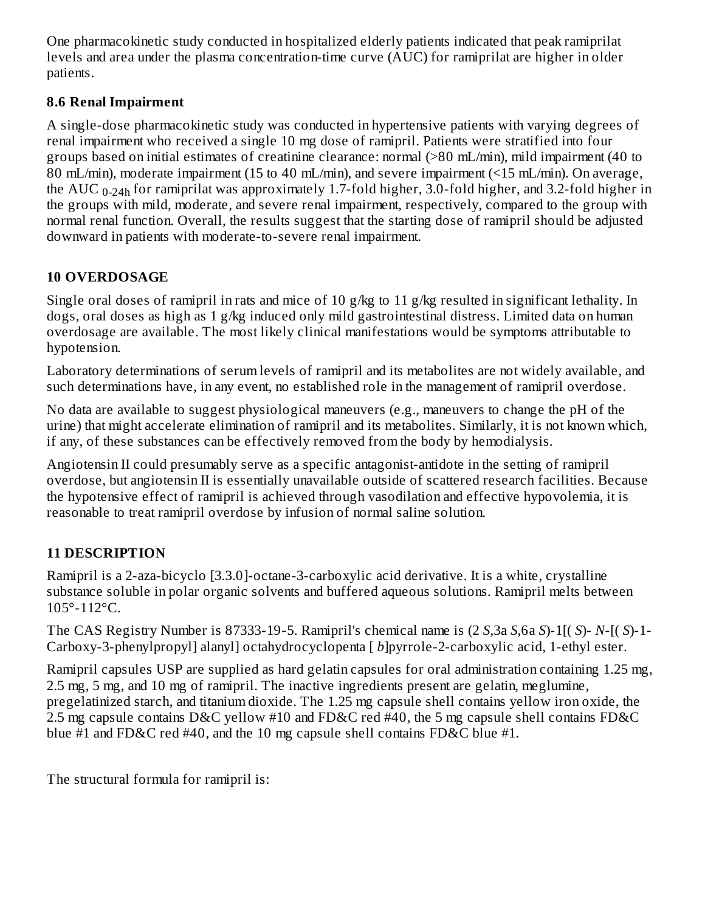One pharmacokinetic study conducted in hospitalized elderly patients indicated that peak ramiprilat levels and area under the plasma concentration-time curve (AUC) for ramiprilat are higher in older patients.

### 8.6 Renal Impairment

A single-dose pharmacokinetic study was conducted in hypertensive patients with varying degrees of renal impairment who received a single 10 mg dose of ramipril. Patients were stratified into four groups based on initial estimates of creatinine clearance: normal (>80 mL/min), mild impairment (40 to 80 mL/min), moderate impairment (15 to 40 mL/min), and severe impairment (<15 mL/min). On average, the $AUC_{0\text{-}24h}$ for ramiprilat was approximately 1.7-fold higher, 3.0-fold higher, and 3.2-fold higher in the groups with mild, moderate, and severe renal impairment, respectively, compared to the group with normal renal function. Overall, the results suggest that the starting dose of ramipril should be adjusted downward in patients with moderate-to-severe renal impairment.

## 10 OVERDOSAGE

Single oral doses of ramipril in rats and mice of 10 g/kg to 11 g/kg resulted in significant lethality. In dogs, oral doses as high as 1 g/kg induced only mild gastrointestinal distress. Limited data on human overdosage are available. The most likely clinical manifestations would be symptoms attributable to hypotension.

Laboratory determinations of serum levels of ramipril and its metabolites are not widely available, and such determinations have, in any event, no established role in the management of ramipril overdose.

No data are available to suggest physiological maneuvers (e.g., maneuvers to change the pH of the urine) that might accelerate elimination of ramipril and its metabolites. Similarly, it is not known which, if any, of these substances can be effectively removed from the body by hemodialysis.

Angiotensin II could presumably serve as a specific antagonist-antidote in the setting of ramipril overdose, but angiotensin II is essentially unavailable outside of scattered research facilities. Because the hypotensive effect of ramipril is achieved through vasodilation and effective hypovolemia, it is reasonable to treat ramipril overdose by infusion of normal saline solution.

## 11 DESCRIPTION

Ramipril is a 2-aza-bicyclo [3.3.0]-octane-3-carboxylic acid derivative. It is a white, crystalline substance soluble in polar organic solvents and buffered aqueous solutions. Ramipril melts between 105°-112°C.

The CAS Registry Number is 87333-19-5. Ramipril's chemical name is (2 *S*,3a *S*,6a *S*)-1[( *S*)- *N*-[( *S*)-1-Carboxy-3-phenylpropyl] alanyl] octahydrocyclopenta [ *b*]pyrrole-2-carboxylic acid, 1-ethyl ester.

Ramipril capsules USP are supplied as hard gelatin capsules for oral administration containing 1.25 mg, 2.5 mg, 5 mg, and 10 mg of ramipril. The inactive ingredients present are gelatin, meglumine, pregelatinized starch, and titanium dioxide. The 1.25 mg capsule shell contains yellow iron oxide, the 2.5 mg capsule contains D&C yellow #10 and FD&C red #40, the 5 mg capsule shell contains FD&C blue #1 and FD&C red #40, and the 10 mg capsule shell contains FD&C blue #1.

The structural formula for ramipril is: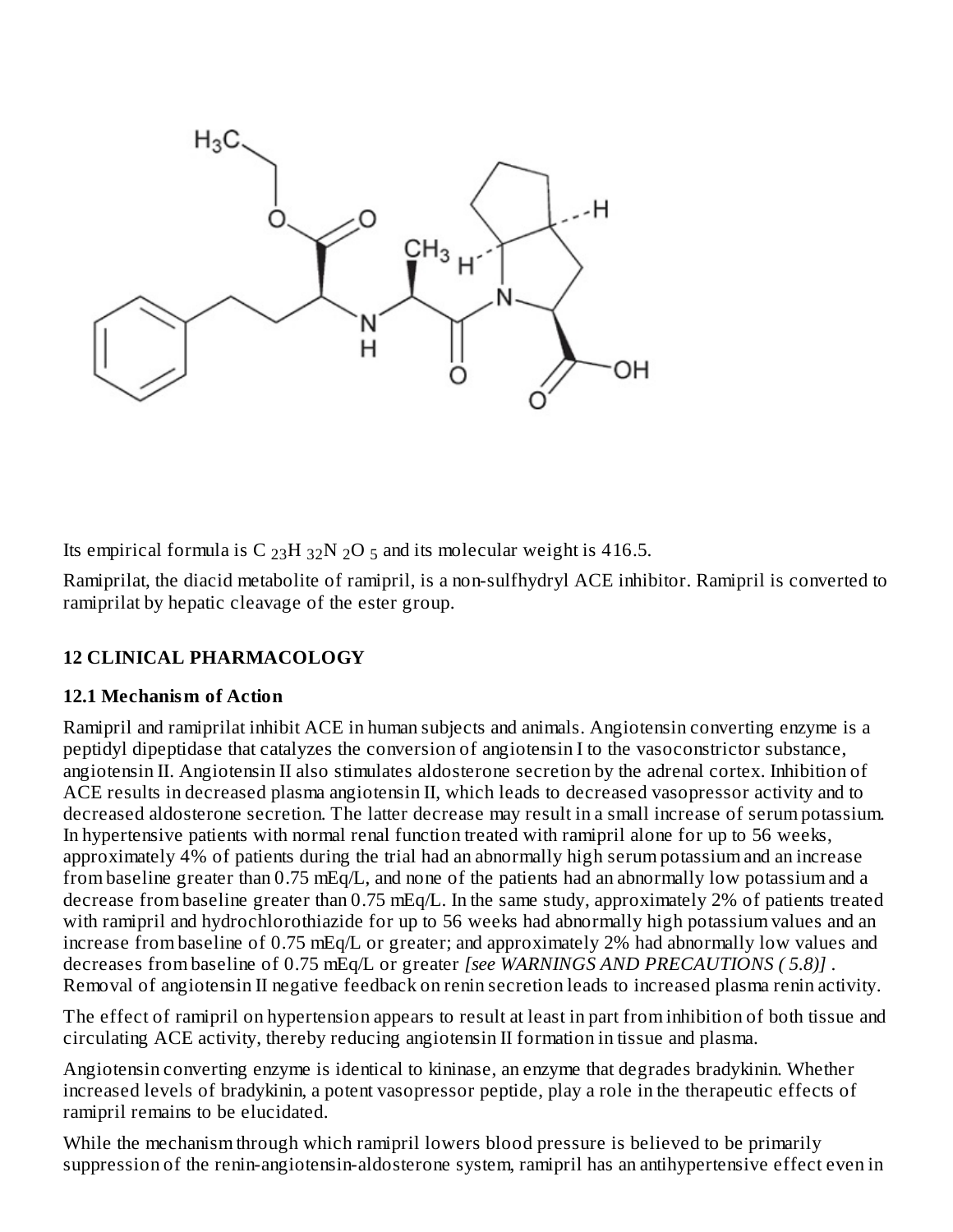Its empirical formula is $C_{23}H_{32}N_2O_5$ and its molecular weight is 416.5.

Ramiprilat, the diacid metabolite of ramipril, is a non-sulfhydryl ACE inhibitor. Ramipril is converted to ramiprilat by hepatic cleavage of the ester group.

## 12 CLINICAL PHARMACOLOGY

### 12.1 Mechanism of Action

Ramipril and ramiprilat inhibit ACE in human subjects and animals. Angiotensin converting enzyme is a peptidyl dipeptidase that catalyzes the conversion of angiotensin I to the vasoconstrictor substance, angiotensin II. Angiotensin II also stimulates aldosterone secretion by the adrenal cortex. Inhibition of ACE results in decreased plasma angiotensin II, which leads to decreased vasopressor activity and to decreased aldosterone secretion. The latter decrease may result in a small increase of serum potassium. In hypertensive patients with normal renal function treated with ramipril alone for up to 56 weeks, approximately 4% of patients during the trial had an abnormally high serum potassium and an increase from baseline greater than 0.75 mEq/L, and none of the patients had an abnormally low potassium and a decrease from baseline greater than 0.75 mEq/L. In the same study, approximately 2% of patients treated with ramipril and hydrochlorothiazide for up to 56 weeks had abnormally high potassium values and an increase from baseline of 0.75 mEq/L or greater; and approximately 2% had abnormally low values and decreases from baseline of 0.75 mEq/L or greater *[see WARNINGS AND PRECAUTIONS ( 5.8)]* . Removal of angiotensin II negative feedback on renin secretion leads to increased plasma renin activity.

The effect of ramipril on hypertension appears to result at least in part from inhibition of both tissue and circulating ACE activity, thereby reducing angiotensin II formation in tissue and plasma.

Angiotensin converting enzyme is identical to kininase, an enzyme that degrades bradykinin. Whether increased levels of bradykinin, a potent vasopressor peptide, play a role in the therapeutic effects of ramipril remains to be elucidated.

While the mechanism through which ramipril lowers blood pressure is believed to be primarily suppression of the renin-angiotensin-aldosterone system, ramipril has an antihypertensive effect even in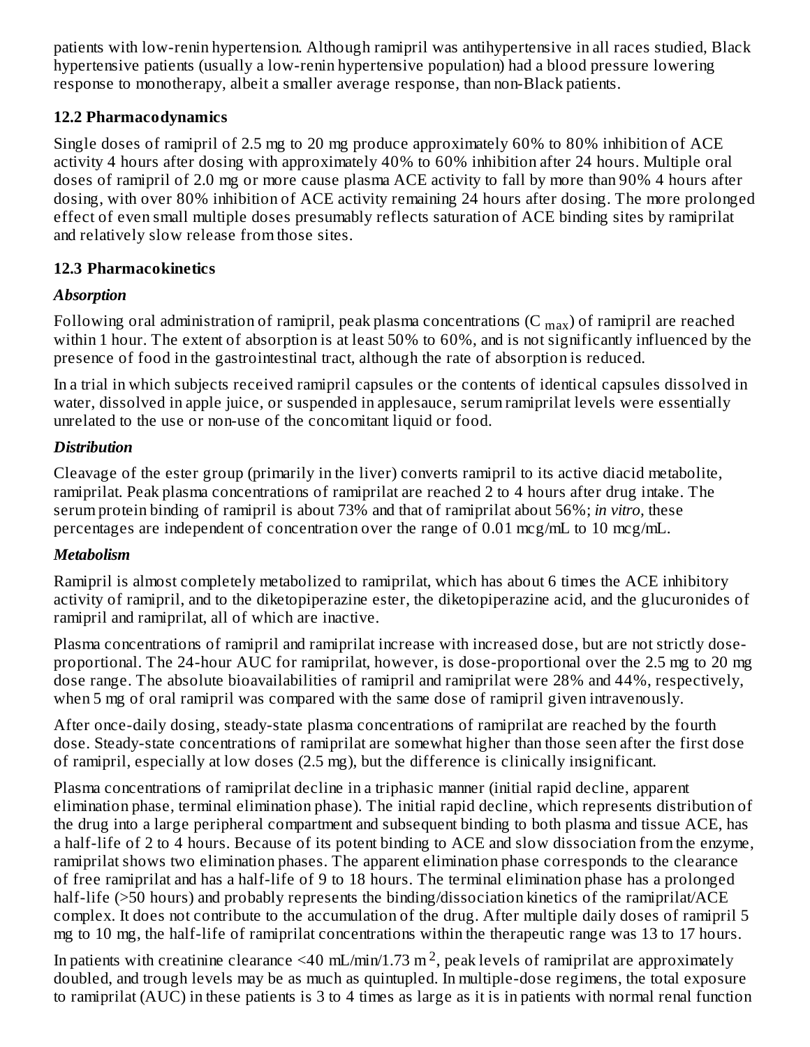patients with low-renin hypertension. Although ramipril was antihypertensive in all races studied, Black hypertensive patients (usually a low-renin hypertensive population) had a blood pressure lowering response to monotherapy, albeit a smaller average response, than non-Black patients.

### 12.2 Pharmacodynamics

Single doses of ramipril of 2.5 mg to 20 mg produce approximately 60% to 80% inhibition of ACE activity 4 hours after dosing with approximately 40% to 60% inhibition after 24 hours. Multiple oral doses of ramipril of 2.0 mg or more cause plasma ACE activity to fall by more than 90% 4 hours after dosing, with over 80% inhibition of ACE activity remaining 24 hours after dosing. The more prolonged effect of even small multiple doses presumably reflects saturation of ACE binding sites by ramiprilat and relatively slow release from those sites.

### 12.3 Pharmacokinetics

***Absorption***

Following oral administration of ramipril, peak plasma concentrations ($C_{max}$) of ramipril are reached within 1 hour. The extent of absorption is at least 50% to 60%, and is not significantly influenced by the presence of food in the gastrointestinal tract, although the rate of absorption is reduced.

In a trial in which subjects received ramipril capsules or the contents of identical capsules dissolved in water, dissolved in apple juice, or suspended in applesauce, serum ramiprilat levels were essentially unrelated to the use or non-use of the concomitant liquid or food.

***Distribution***

Cleavage of the ester group (primarily in the liver) converts ramipril to its active diacid metabolite, ramiprilat. Peak plasma concentrations of ramiprilat are reached 2 to 4 hours after drug intake. The serum protein binding of ramipril is about 73% and that of ramiprilat about 56%; *in vitro*, these percentages are independent of concentration over the range of 0.01 mcg/mL to 10 mcg/mL.

***Metabolism***

Ramipril is almost completely metabolized to ramiprilat, which has about 6 times the ACE inhibitory activity of ramipril, and to the diketopiperazine ester, the diketopiperazine acid, and the glucuronides of ramipril and ramiprilat, all of which are inactive.

Plasma concentrations of ramipril and ramiprilat increase with increased dose, but are not strictly dose-proportional. The 24-hour AUC for ramiprilat, however, is dose-proportional over the 2.5 mg to 20 mg dose range. The absolute bioavailabilities of ramipril and ramiprilat were 28% and 44%, respectively, when 5 mg of oral ramipril was compared with the same dose of ramipril given intravenously.

After once-daily dosing, steady-state plasma concentrations of ramiprilat are reached by the fourth dose. Steady-state concentrations of ramiprilat are somewhat higher than those seen after the first dose of ramipril, especially at low doses (2.5 mg), but the difference is clinically insignificant.

Plasma concentrations of ramiprilat decline in a triphasic manner (initial rapid decline, apparent elimination phase, terminal elimination phase). The initial rapid decline, which represents distribution of the drug into a large peripheral compartment and subsequent binding to both plasma and tissue ACE, has a half-life of 2 to 4 hours. Because of its potent binding to ACE and slow dissociation from the enzyme, ramiprilat shows two elimination phases. The apparent elimination phase corresponds to the clearance of free ramiprilat and has a half-life of 9 to 18 hours. The terminal elimination phase has a prolonged half-life (>50 hours) and probably represents the binding/dissociation kinetics of the ramiprilat/ACE complex. It does not contribute to the accumulation of the drug. After multiple daily doses of ramipril 5 mg to 10 mg, the half-life of ramiprilat concentrations within the therapeutic range was 13 to 17 hours.

In patients with creatinine clearance <40 mL/min/1.73 $m^2$, peak levels of ramiprilat are approximately doubled, and trough levels may be as much as quintupled. In multiple-dose regimens, the total exposure to ramiprilat (AUC) in these patients is 3 to 4 times as large as it is in patients with normal renal function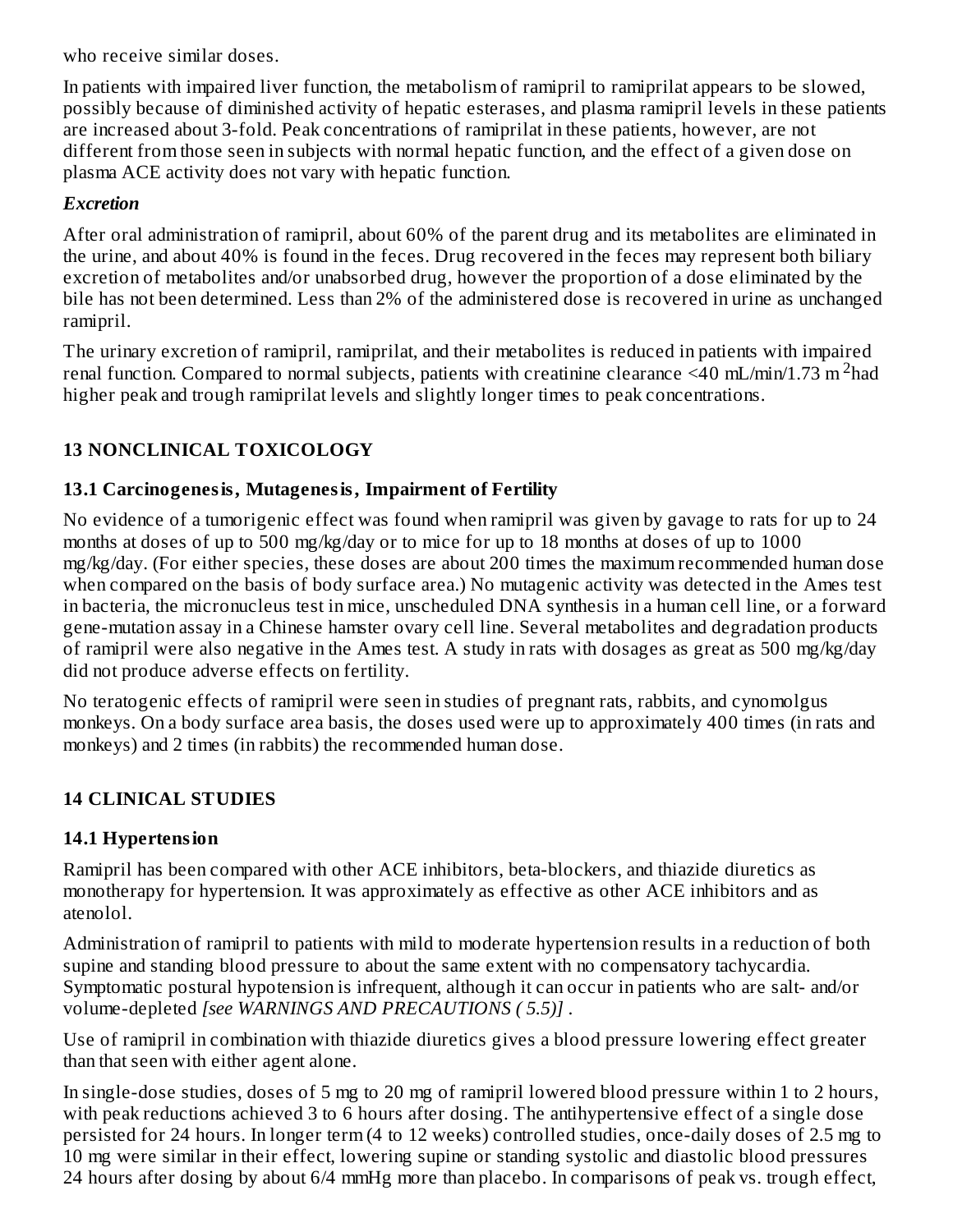who receive similar doses.

In patients with impaired liver function, the metabolism of ramipril to ramiprilat appears to be slowed, possibly because of diminished activity of hepatic esterases, and plasma ramipril levels in these patients are increased about 3-fold. Peak concentrations of ramiprilat in these patients, however, are not different from those seen in subjects with normal hepatic function, and the effect of a given dose on plasma ACE activity does not vary with hepatic function.

***Excretion***

After oral administration of ramipril, about 60% of the parent drug and its metabolites are eliminated in the urine, and about 40% is found in the feces. Drug recovered in the feces may represent both biliary excretion of metabolites and/or unabsorbed drug, however the proportion of a dose eliminated by the bile has not been determined. Less than 2% of the administered dose is recovered in urine as unchanged ramipril.

The urinary excretion of ramipril, ramiprilat, and their metabolites is reduced in patients with impaired renal function. Compared to normal subjects, patients with creatinine clearance <40 mL/min/1.73 $m^2$ had higher peak and trough ramiprilat levels and slightly longer times to peak concentrations.

## 13 NONCLINICAL TOXICOLOGY

### 13.1 Carcinogenesis, Mutagenesis, Impairment of Fertility

No evidence of a tumorigenic effect was found when ramipril was given by gavage to rats for up to 24 months at doses of up to 500 mg/kg/day or to mice for up to 18 months at doses of up to 1000 mg/kg/day. (For either species, these doses are about 200 times the maximum recommended human dose when compared on the basis of body surface area.) No mutagenic activity was detected in the Ames test in bacteria, the micronucleus test in mice, unscheduled DNA synthesis in a human cell line, or a forward gene-mutation assay in a Chinese hamster ovary cell line. Several metabolites and degradation products of ramipril were also negative in the Ames test. A study in rats with dosages as great as 500 mg/kg/day did not produce adverse effects on fertility.

No teratogenic effects of ramipril were seen in studies of pregnant rats, rabbits, and cynomolgus monkeys. On a body surface area basis, the doses used were up to approximately 400 times (in rats and monkeys) and 2 times (in rabbits) the recommended human dose.

## 14 CLINICAL STUDIES

### 14.1 Hypertension

Ramipril has been compared with other ACE inhibitors, beta-blockers, and thiazide diuretics as monotherapy for hypertension. It was approximately as effective as other ACE inhibitors and as atenolol.

Administration of ramipril to patients with mild to moderate hypertension results in a reduction of both supine and standing blood pressure to about the same extent with no compensatory tachycardia. Symptomatic postural hypotension is infrequent, although it can occur in patients who are salt- and/or volume-depleted *[see WARNINGS AND PRECAUTIONS ( 5.5)]* .

Use of ramipril in combination with thiazide diuretics gives a blood pressure lowering effect greater than that seen with either agent alone.

In single-dose studies, doses of 5 mg to 20 mg of ramipril lowered blood pressure within 1 to 2 hours, with peak reductions achieved 3 to 6 hours after dosing. The antihypertensive effect of a single dose persisted for 24 hours. In longer term (4 to 12 weeks) controlled studies, once-daily doses of 2.5 mg to 10 mg were similar in their effect, lowering supine or standing systolic and diastolic blood pressures 24 hours after dosing by about 6/4 mmHg more than placebo. In comparisons of peak vs. trough effect,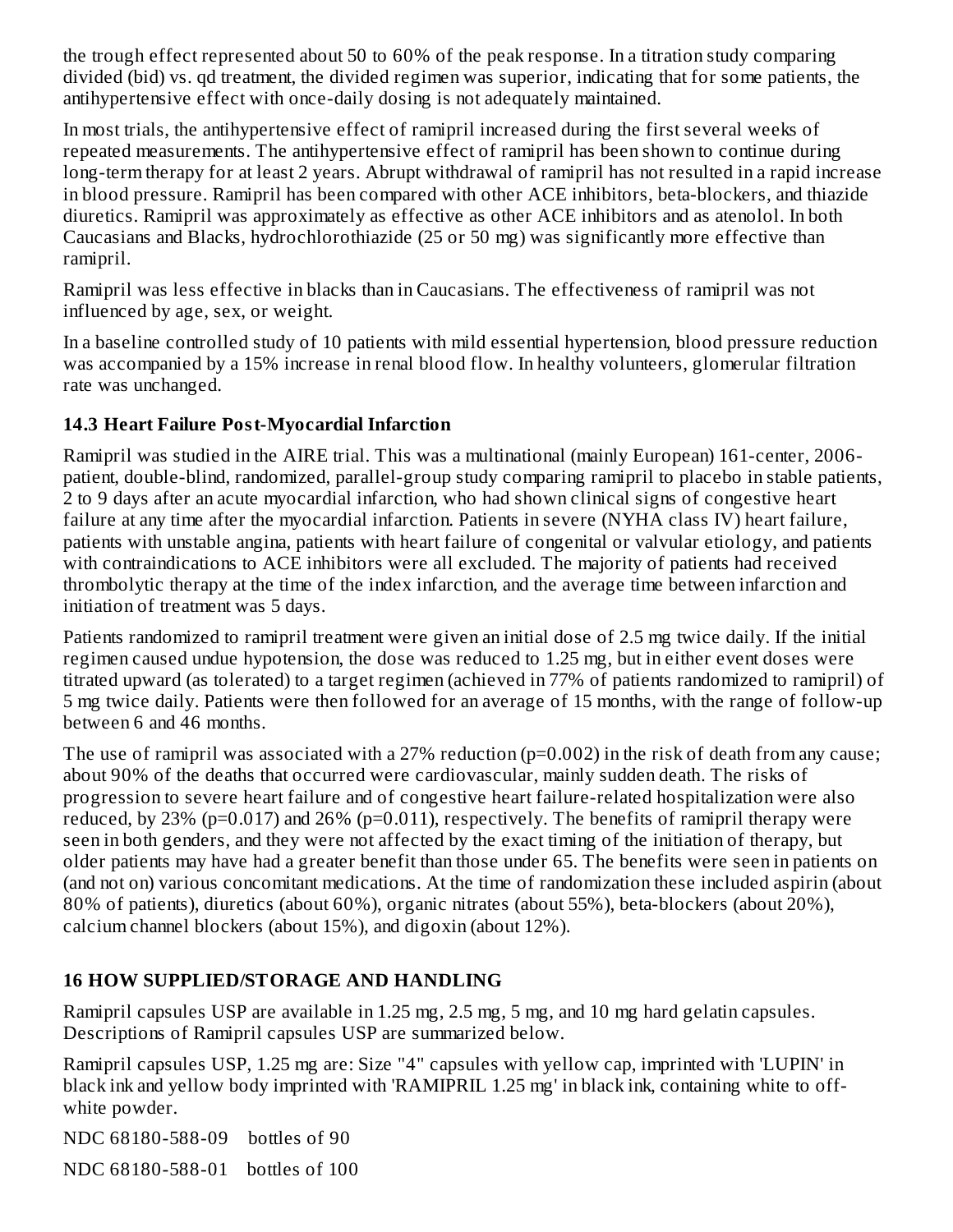the trough effect represented about 50 to 60% of the peak response. In a titration study comparing divided (bid) vs. qd treatment, the divided regimen was superior, indicating that for some patients, the antihypertensive effect with once-daily dosing is not adequately maintained.

In most trials, the antihypertensive effect of ramipril increased during the first several weeks of repeated measurements. The antihypertensive effect of ramipril has been shown to continue during long-term therapy for at least 2 years. Abrupt withdrawal of ramipril has not resulted in a rapid increase in blood pressure. Ramipril has been compared with other ACE inhibitors, beta-blockers, and thiazide diuretics. Ramipril was approximately as effective as other ACE inhibitors and as atenolol. In both Caucasians and Blacks, hydrochlorothiazide (25 or 50 mg) was significantly more effective than ramipril.

Ramipril was less effective in blacks than in Caucasians. The effectiveness of ramipril was not influenced by age, sex, or weight.

In a baseline controlled study of 10 patients with mild essential hypertension, blood pressure reduction was accompanied by a 15% increase in renal blood flow. In healthy volunteers, glomerular filtration rate was unchanged.

### 14.3 Heart Failure Post-Myocardial Infarction

Ramipril was studied in the AIRE trial. This was a multinational (mainly European) 161-center, 2006-patient, double-blind, randomized, parallel-group study comparing ramipril to placebo in stable patients, 2 to 9 days after an acute myocardial infarction, who had shown clinical signs of congestive heart failure at any time after the myocardial infarction. Patients in severe (NYHA class IV) heart failure, patients with unstable angina, patients with heart failure of congenital or valvular etiology, and patients with contraindications to ACE inhibitors were all excluded. The majority of patients had received thrombolytic therapy at the time of the index infarction, and the average time between infarction and initiation of treatment was 5 days.

Patients randomized to ramipril treatment were given an initial dose of 2.5 mg twice daily. If the initial regimen caused undue hypotension, the dose was reduced to 1.25 mg, but in either event doses were titrated upward (as tolerated) to a target regimen (achieved in 77% of patients randomized to ramipril) of 5 mg twice daily. Patients were then followed for an average of 15 months, with the range of follow-up between 6 and 46 months.

The use of ramipril was associated with a 27% reduction ($p=0.002$) in the risk of death from any cause; about 90% of the deaths that occurred were cardiovascular, mainly sudden death. The risks of progression to severe heart failure and of congestive heart failure-related hospitalization were also reduced, by 23% ($p=0.017$) and 26% ($p=0.011$), respectively. The benefits of ramipril therapy were seen in both genders, and they were not affected by the exact timing of the initiation of therapy, but older patients may have had a greater benefit than those under 65. The benefits were seen in patients on (and not on) various concomitant medications. At the time of randomization these included aspirin (about 80% of patients), diuretics (about 60%), organic nitrates (about 55%), beta-blockers (about 20%), calcium channel blockers (about 15%), and digoxin (about 12%).

## 16 HOW SUPPLIED/STORAGE AND HANDLING

Ramipril capsules USP are available in 1.25 mg, 2.5 mg, 5 mg, and 10 mg hard gelatin capsules. Descriptions of Ramipril capsules USP are summarized below.

Ramipril capsules USP, 1.25 mg are: Size "4" capsules with yellow cap, imprinted with 'LUPIN' in black ink and yellow body imprinted with 'RAMIPRIL 1.25 mg' in black ink, containing white to off-white powder.

NDC 68180-588-09 bottles of 90

NDC 68180-588-01 bottles of 100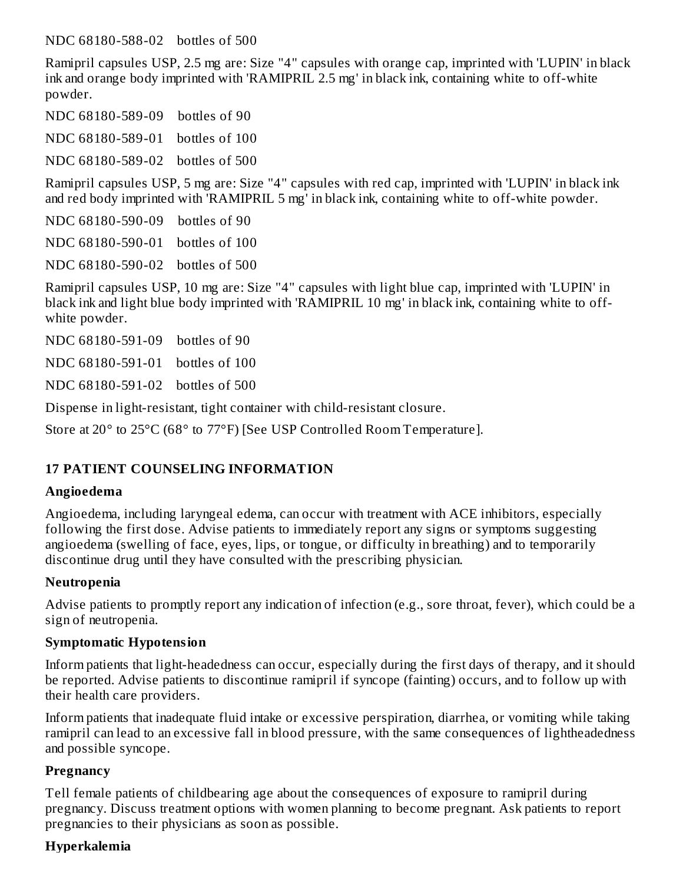NDC 68180-588-02    bottles of 500

Ramipril capsules USP, 2.5 mg are: Size "4" capsules with orange cap, imprinted with 'LUPIN' in black ink and orange body imprinted with 'RAMIPRIL 2.5 mg' in black ink, containing white to off-white powder.

NDC 68180-589-09    bottles of 90

NDC 68180-589-01    bottles of 100

NDC 68180-589-02    bottles of 500

Ramipril capsules USP, 5 mg are: Size "4" capsules with red cap, imprinted with 'LUPIN' in black ink and red body imprinted with 'RAMIPRIL 5 mg' in black ink, containing white to off-white powder.

NDC 68180-590-09    bottles of 90

NDC 68180-590-01    bottles of 100

NDC 68180-590-02    bottles of 500

Ramipril capsules USP, 10 mg are: Size "4" capsules with light blue cap, imprinted with 'LUPIN' in black ink and light blue body imprinted with 'RAMIPRIL 10 mg' in black ink, containing white to off-white powder.

NDC 68180-591-09    bottles of 90

NDC 68180-591-01    bottles of 100

NDC 68180-591-02    bottles of 500

Dispense in light-resistant, tight container with child-resistant closure.

Store at 20° to 25°C (68° to 77°F) [See USP Controlled Room Temperature].

## 17 PATIENT COUNSELING INFORMATION

**Angioedema**

Angioedema, including laryngeal edema, can occur with treatment with ACE inhibitors, especially following the first dose. Advise patients to immediately report any signs or symptoms suggesting angioedema (swelling of face, eyes, lips, or tongue, or difficulty in breathing) and to temporarily discontinue drug until they have consulted with the prescribing physician.

**Neutropenia**

Advise patients to promptly report any indication of infection (e.g., sore throat, fever), which could be a sign of neutropenia.

**Symptomatic Hypotension**

Inform patients that light-headedness can occur, especially during the first days of therapy, and it should be reported. Advise patients to discontinue ramipril if syncope (fainting) occurs, and to follow up with their health care providers.

Inform patients that inadequate fluid intake or excessive perspiration, diarrhea, or vomiting while taking ramipril can lead to an excessive fall in blood pressure, with the same consequences of lightheadedness and possible syncope.

**Pregnancy**

Tell female patients of childbearing age about the consequences of exposure to ramipril during pregnancy. Discuss treatment options with women planning to become pregnant. Ask patients to report pregnancies to their physicians as soon as possible.

**Hyperkalemia**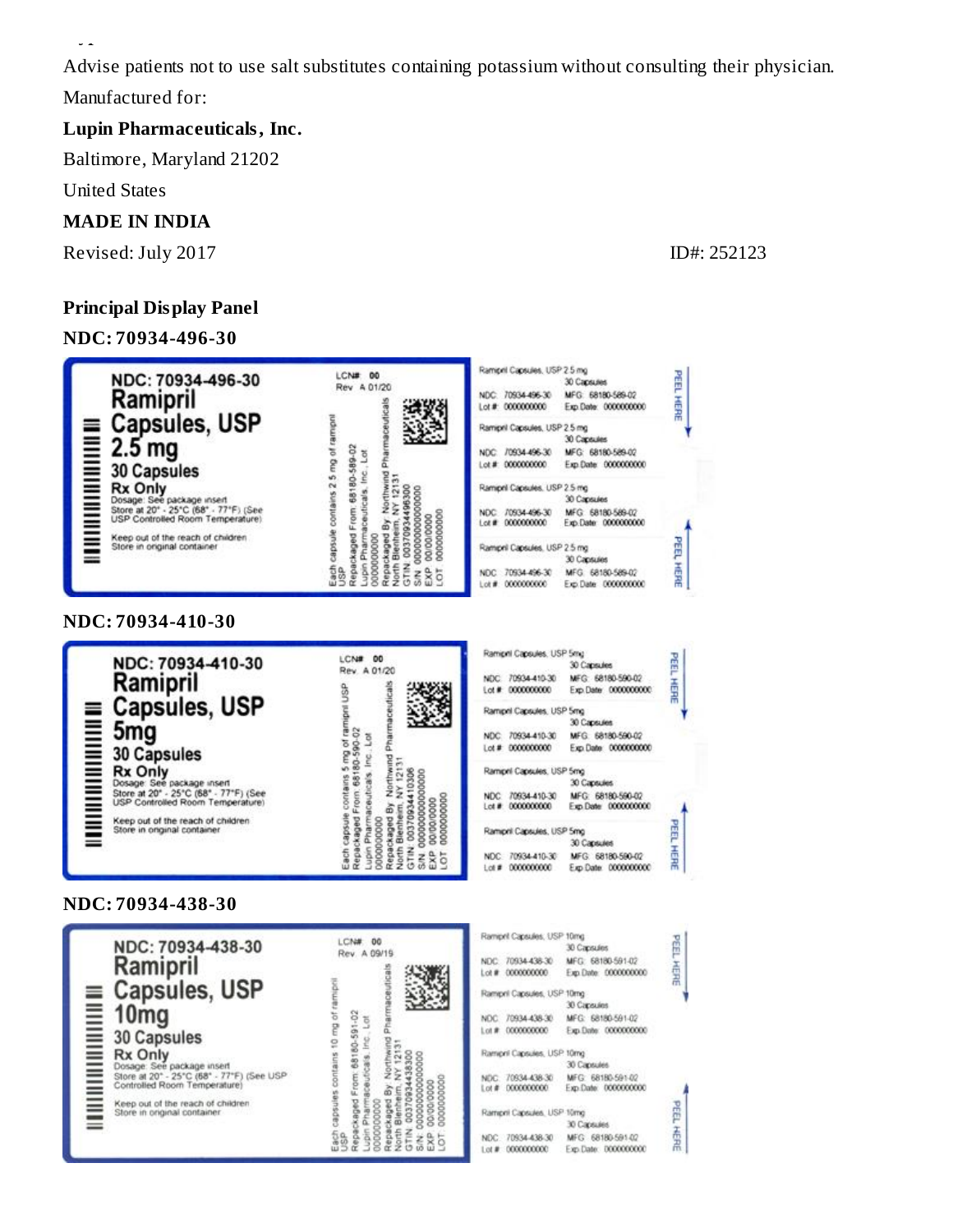Advise patients not to use salt substitutes containing potassium without consulting their physician.

Manufactured for:

**Lupin Pharmaceuticals, Inc.**

Baltimore, Maryland 21202

United States

**MADE IN INDIA**

Revised: July 2017

ID#: 252123

**Principal Display Panel**

**NDC: 70934-496-30**

NDC: 70934-496-30
Ramipril
Capsules, USP
2.5 mg
30 Capsules
Rx Only
Dosage: See package insert
Store at 20° - 25°C (68° - 77°F) (See USP Controlled Room Temperature)

Keep out of the reach of children
Store in original container

LCN# 00
Rev. A 01/20

Each capsule contains 2.5 mg of ramipril USP
Repackaged From: 68180-589-02
Lupin Pharmaceuticals, Inc., Lot 0000000000
Repackaged By: Northwind Pharmaceuticals
North Blenheim, NY 12131
GTIN: 00370934496300
S/N: 0000000000000000
EXP: 00/00/0000
LOT: 0000000000

Ramipril Capsules, USP 2.5 mg
30 Capsules
NDC: 70934-496-30 MFG: 68180-589-02
Lot #: 0000000000 Exp Date: 0000000000

PEEL HERE

**NDC: 70934-410-30**

NDC: 70934-410-30
Ramipril
Capsules, USP
5mg
30 Capsules
Rx Only
Dosage: See package insert
Store at 20° - 25°C (68° - 77°F) (See USP Controlled Room Temperature)

Keep out of the reach of children
Store in original container

LCN# 00
Rev. A 01/20

Each capsule contains 5 mg of ramipril USP
Repackaged From: 68180-590-02
Lupin Pharmaceuticals, Inc., Lot 0000000000
Repackaged By: Northwind Pharmaceuticals
North Blenheim, NY 12131
GTIN: 00370934410306
S/N: 0000000000000000
EXP: 00/00/0000
LOT: 0000000000

Ramipril Capsules, USP 5mg
30 Capsules
NDC: 70934-410-30 MFG: 68180-590-02
Lot #: 0000000000 Exp Date: 0000000000

PEEL HERE

**NDC: 70934-438-30**

NDC: 70934-438-30
Ramipril
Capsules, USP
10mg
30 Capsules
Rx Only
Dosage: See package insert
Store at 20° - 25°C (68° - 77°F) (See USP Controlled Room Temperature)

Keep out of the reach of children
Store in original container

LCN# 00
Rev. A 09/19

Each capsules contains 10 mg of ramipril USP
Repackaged From: 68180-591-02
Lupin Pharmaceuticals, Inc., Lot 0000000000
Repackaged By: Northwind Pharmaceuticals
North Blenheim, NY 12131
GTIN: 00370934438300
S/N: 0000000000000000
EXP: 00/00/0000
LOT: 0000000000

Ramipril Capsules, USP 10mg
30 Capsules
NDC: 70934-438-30 MFG: 68180-591-02
Lot #: 0000000000 Exp Date: 0000000000

PEEL HERE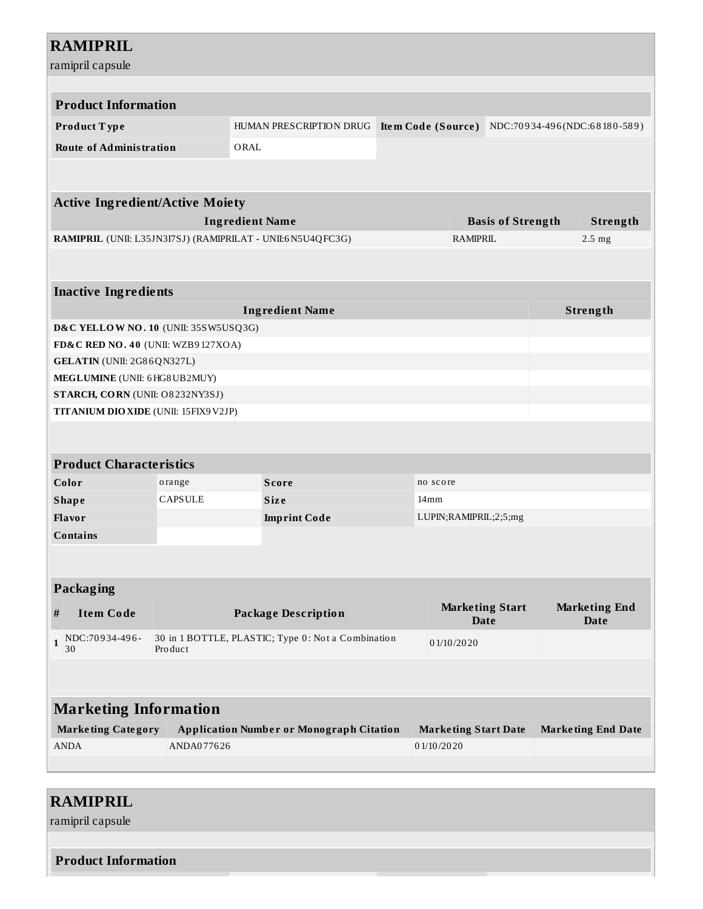# RAMIPRIL

ramipril capsule

## Product Information

| Product Type | HUMAN PRESCRIPTION DRUG | Item Code (Source) | NDC:70934-496(NDC:68180-589) |
|---|---|---|---|
| Route of Administration | ORAL | | |

## Active Ingredient/Active Moiety

| Ingredient Name | Basis of Strength | Strength |
|---|---|---|
| **RAMIPRIL** (UNII: L35JN3I7SJ) (RAMIPRILAT - UNII:6N5U4QFC3G) | RAMIPRIL | 2.5 mg |

## Inactive Ingredients

| Ingredient Name | Strength |
|---|---|
| **D&C YELLOW NO. 10** (UNII: 35SW5USQ3G) | |
| **FD&C RED NO. 40** (UNII: WZB9127XOA) | |
| **GELATIN** (UNII: 2G86QN327L) | |
| **MEGLUMINE** (UNII: 6HG8UB2MUY) | |
| **STARCH, CORN** (UNII: O8232NY3SJ) | |
| **TITANIUM DIOXIDE** (UNII: 15FIX9V2JP) | |

## Product Characteristics

| Color | orange | Score | no score |
|---|---|---|---|
| Shape | CAPSULE | Size | 14mm |
| Flavor | | Imprint Code | LUPIN;RAMIPRIL;2;5;mg |
| Contains | | | |

## Packaging

| # | Item Code | Package Description | Marketing Start Date | Marketing End Date |
|---|---|---|---|---|
| 1 | NDC:70934-496-30 | 30 in 1 BOTTLE, PLASTIC; Type 0: Not a Combination Product | 01/10/2020 | |

## Marketing Information

| Marketing Category | Application Number or Monograph Citation | Marketing Start Date | Marketing End Date |
|---|---|---|---|
| ANDA | ANDA077626 | 01/10/2020 | |

# RAMIPRIL

ramipril capsule

## Product Information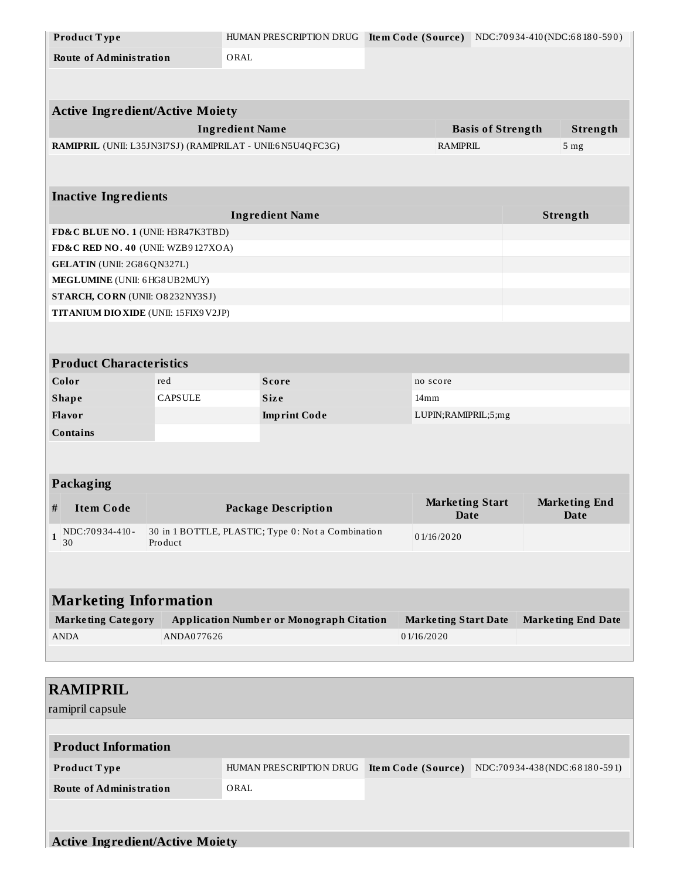| Product Type | HUMAN PRESCRIPTION DRUG | Item Code (Source) | NDC:70934-410(NDC:68180-590) |
|---|---|---|---|
| Route of Administration | ORAL | | |

| Active Ingredient/Active Moiety | | |
|---|---|---|
| Ingredient Name | Basis of Strength | Strength |
| RAMIPRIL (UNII: L35JN3I7SJ) (RAMIPRILAT - UNII:6N5U4QFC3G) | RAMIPRIL | 5 mg |

| Inactive Ingredients | |
|---|---|
| Ingredient Name | Strength |
| FD&C BLUE NO. 1 (UNII: H3R47K3TBD) | |
| FD&C RED NO. 40 (UNII: WZB9127XOA) | |
| GELATIN (UNII: 2G86QN327L) | |
| MEGLUMINE (UNII: 6HG8UB2MUY) | |
| STARCH, CORN (UNII: O8232NY3SJ) | |
| TITANIUM DIOXIDE (UNII: 15FIX9V2JP) | |

| Product Characteristics | | | |
|---|---|---|---|
| Color | red | Score | no score |
| Shape | CAPSULE | Size | 14mm |
| Flavor | | Imprint Code | LUPIN;RAMIPRIL;5;mg |
| Contains | | | |

| Packaging | | | | |
|---|---|---|---|---|
| # | Item Code | Package Description | Marketing Start Date | Marketing End Date |
| 1 | NDC:70934-410-30 | 30 in 1 BOTTLE, PLASTIC; Type 0: Not a Combination Product | 01/16/2020 | |

| Marketing Information | | | |
|---|---|---|---|
| Marketing Category | Application Number or Monograph Citation | Marketing Start Date | Marketing End Date |
| ANDA | ANDA077626 | 01/16/2020 | |

## RAMIPRIL

ramipril capsule

| Product Information | | | |
|---|---|---|---|
| Product Type | HUMAN PRESCRIPTION DRUG | Item Code (Source) | NDC:70934-438(NDC:68180-591) |
| Route of Administration | ORAL | | |

| Active Ingredient/Active Moiety |
|---|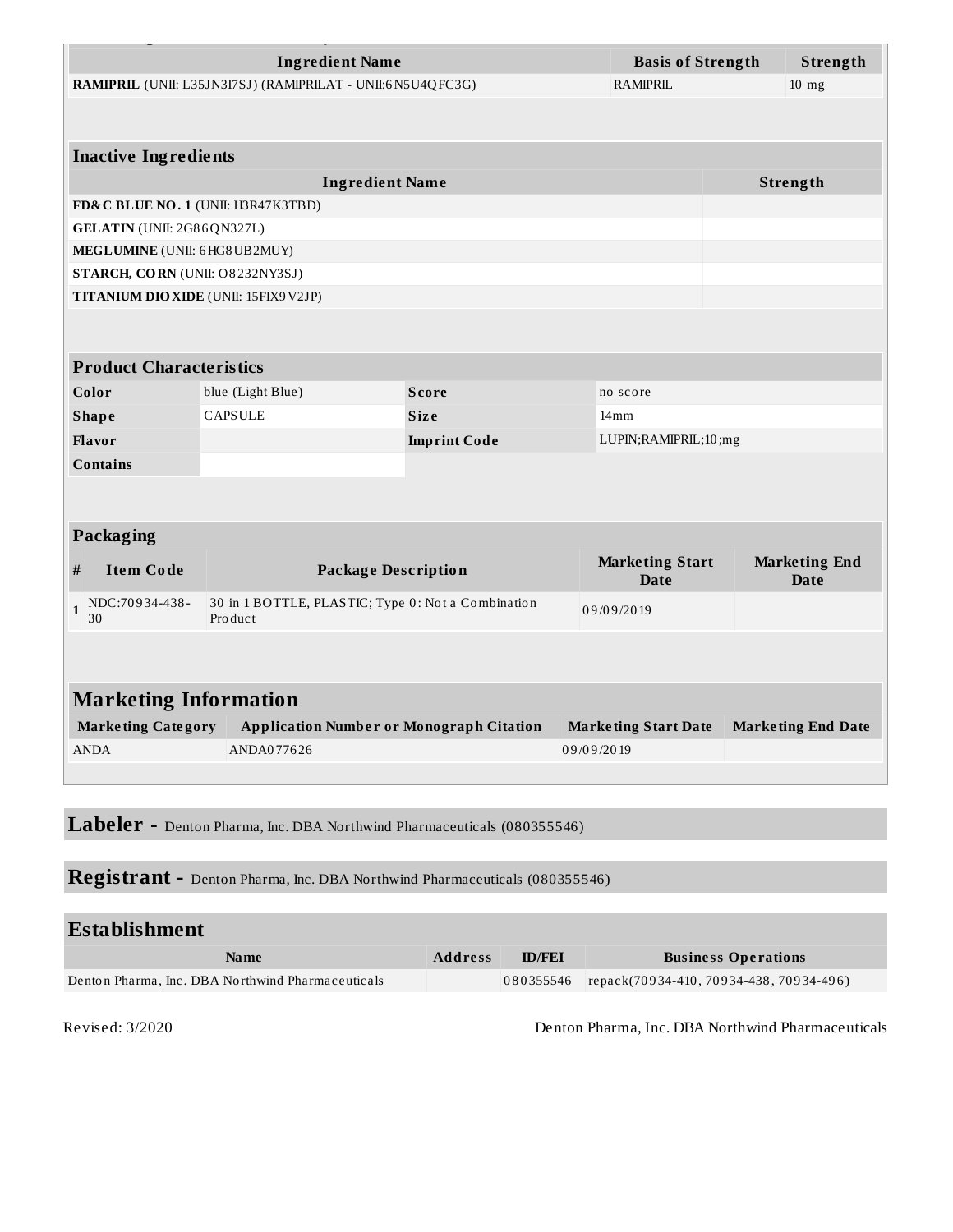| Ingredient Name | Basis of Strength | Strength |
|---|---|---|
| **RAMIPRIL** (UNII: L35JN3I7SJ) (RAMIPRILAT - UNII:6N5U4QFC3G) | RAMIPRIL | 10 mg |

| **Inactive Ingredients** | |
|---|---|
| **Ingredient Name** | **Strength** |
| **FD&C BLUE NO. 1** (UNII: H3R47K3TBD) | |
| **GELATIN** (UNII: 2G86QN327L) | |
| **MEGLUMINE** (UNII: 6HG8UB2MUY) | |
| **STARCH, CORN** (UNII: O8232NY3SJ) | |
| **TITANIUM DIOXIDE** (UNII: 15FIX9V2JP) | |

| **Product Characteristics** | | | |
|---|---|---|---|
| **Color** | blue (Light Blue) | **Score** | no score |
| **Shape** | CAPSULE | **Size** | 14mm |
| **Flavor** | | **Imprint Code** | LUPIN;RAMIPRIL;10;mg |
| **Contains** | | | |

| **Packaging** | | | | |
|---|---|---|---|---|
| **#** | **Item Code** | **Package Description** | **Marketing Start Date** | **Marketing End Date** |
| 1 | NDC:70934-438-30 | 30 in 1 BOTTLE, PLASTIC; Type 0: Not a Combination Product | 09/09/2019 | |

## Marketing Information

| Marketing Category | Application Number or Monograph Citation | Marketing Start Date | Marketing End Date |
|---|---|---|---|
| ANDA | ANDA077626 | 09/09/2019 | |

**Labeler -** Denton Pharma, Inc. DBA Northwind Pharmaceuticals (080355546)

**Registrant -** Denton Pharma, Inc. DBA Northwind Pharmaceuticals (080355546)

## Establishment

| Name | Address | ID/FEI | Business Operations |
|---|---|---|---|
| Denton Pharma, Inc. DBA Northwind Pharmaceuticals | | 080355546 | repack(70934-410, 70934-438, 70934-496) |

Revised: 3/2020

Denton Pharma, Inc. DBA Northwind Pharmaceuticals